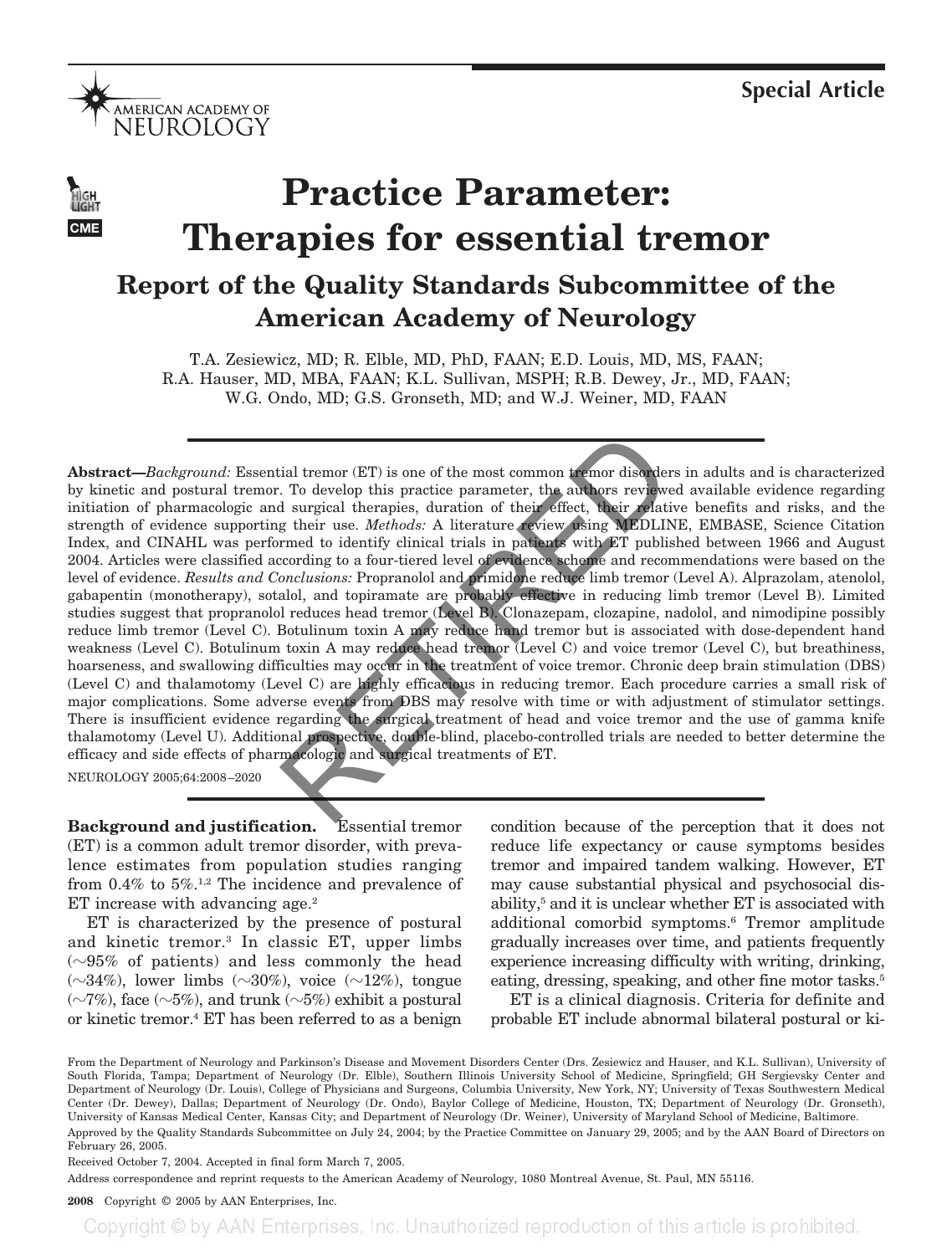Special Article

# Practice Parameter: Therapies for essential tremor

## Report of the Quality Standards Subcommittee of the American Academy of Neurology

T.A. Zesiewicz, MD; R. Elble, MD, PhD, FAAN; E.D. Louis, MD, MS, FAAN; R.A. Hauser, MD, MBA, FAAN; K.L. Sullivan, MSPH; R.B. Dewey, Jr., MD, FAAN; W.G. Ondo, MD; G.S. Gronseth, MD; and W.J. Weiner, MD, FAAN

**Abstract**—*Background:* Essential tremor (ET) is one of the most common tremor disorders in adults and is characterized by kinetic and postural tremor. To develop this practice parameter, the authors reviewed available evidence regarding initiation of pharmacologic and surgical therapies, duration of their effect, their relative benefits and risks, and the strength of evidence supporting their use. *Methods:* A literature review using MEDLINE, EMBASE, Science Citation Index, and CINAHL was performed to identify clinical trials in patients with ET published between 1966 and August 2004. Articles were classified according to a four-tiered level of evidence scheme and recommendations were based on the level of evidence. *Results and Conclusions:* Propranolol and primidone reduce limb tremor (Level A). Alprazolam, atenolol, gabapentin (monotherapy), sotalol, and topiramate are probably effective in reducing limb tremor (Level B). Limited studies suggest that propranolol reduces head tremor (Level B). Clonazepam, clozapine, nadolol, and nimodipine possibly reduce limb tremor (Level C). Botulinum toxin A may reduce hand tremor but is associated with dose-dependent hand weakness (Level C). Botulinum toxin A may reduce head tremor (Level C) and voice tremor (Level C), but breathiness, hoarseness, and swallowing difficulties may occur in the treatment of voice tremor. Chronic deep brain stimulation (DBS) (Level C) and thalamotomy (Level C) are highly efficacious in reducing tremor. Each procedure carries a small risk of major complications. Some adverse events from DBS may resolve with time or with adjustment of stimulator settings. There is insufficient evidence regarding the surgical treatment of head and voice tremor and the use of gamma knife thalamotomy (Level U). Additional prospective, double-blind, placebo-controlled trials are needed to better determine the efficacy and side effects of pharmacologic and surgical treatments of ET.

NEUROLOGY 2005;64:2008–2020

**Background and justification.** Essential tremor (ET) is a common adult tremor disorder, with prevalence estimates from population studies ranging from 0.4% to 5%.[1,2] The incidence and prevalence of ET increase with advancing age.[2]

ET is characterized by the presence of postural and kinetic tremor.[3] In classic ET, upper limbs (~95% of patients) and less commonly the head (~34%), lower limbs (~30%), voice (~12%), tongue (~7%), face (~5%), and trunk (~5%) exhibit a postural or kinetic tremor.[4] ET has been referred to as a benign condition because of the perception that it does not reduce life expectancy or cause symptoms besides tremor and impaired tandem walking. However, ET may cause substantial physical and psychosocial disability,[5] and it is unclear whether ET is associated with additional comorbid symptoms.[6] Tremor amplitude gradually increases over time, and patients frequently experience increasing difficulty with writing, drinking, eating, dressing, speaking, and other fine motor tasks.[5]

ET is a clinical diagnosis. Criteria for definite and probable ET include abnormal bilateral postural or ki-

From the Department of Neurology and Parkinson's Disease and Movement Disorders Center (Drs. Zesiewicz and Hauser, and K.L. Sullivan), University of South Florida, Tampa; Department of Neurology (Dr. Elble), Southern Illinois University School of Medicine, Springfield; GH Sergievsky Center and Department of Neurology (Dr. Louis), College of Physicians and Surgeons, Columbia University, New York, NY; University of Texas Southwestern Medical Center (Dr. Dewey), Dallas; Department of Neurology (Dr. Ondo), Baylor College of Medicine, Houston, TX; Department of Neurology (Dr. Gronseth), University of Kansas Medical Center, Kansas City; and Department of Neurology (Dr. Weiner), University of Maryland School of Medicine, Baltimore.

Approved by the Quality Standards Subcommittee on July 24, 2004; by the Practice Committee on January 29, 2005; and by the AAN Board of Directors on February 26, 2005.

Received October 7, 2004. Accepted in final form March 7, 2005.

Address correspondence and reprint requests to the American Academy of Neurology, 1080 Montreal Avenue, St. Paul, MN 55116.

Copyright © 2005 by AAN Enterprises, Inc.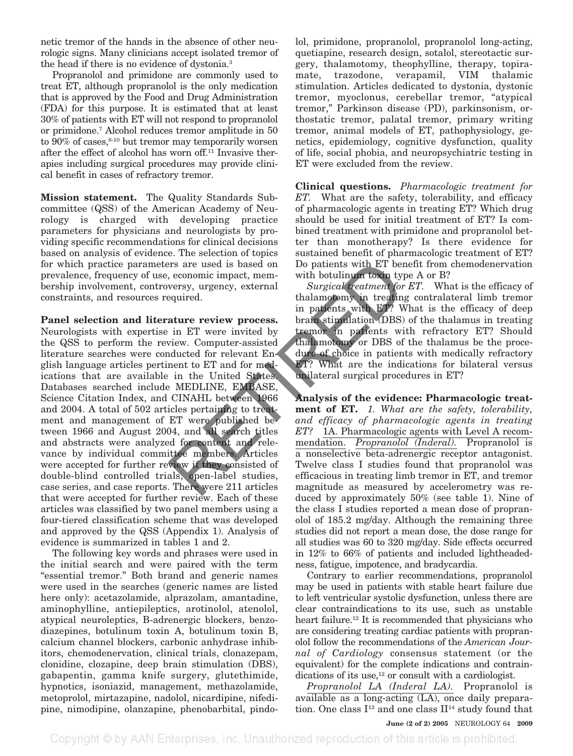netic tremor of the hands in the absence of other neurologic signs. Many clinicians accept isolated tremor of the head if there is no evidence of dystonia.[3]

Propranolol and primidone are commonly used to treat ET, although propranolol is the only medication that is approved by the Food and Drug Administration (FDA) for this purpose. It is estimated that at least 30% of patients with ET will not respond to propranolol or primidone.[7] Alcohol reduces tremor amplitude in 50 to 90% of cases,[8-10] but tremor may temporarily worsen after the effect of alcohol has worn off.[11] Invasive therapies including surgical procedures may provide clinical benefit in cases of refractory tremor.

**Mission statement.** The Quality Standards Subcommittee (QSS) of the American Academy of Neurology is charged with developing practice parameters for physicians and neurologists by providing specific recommendations for clinical decisions based on analysis of evidence. The selection of topics for which practice parameters are used is based on prevalence, frequency of use, economic impact, membership involvement, controversy, urgency, external constraints, and resources required.

**Panel selection and literature review process.** Neurologists with expertise in ET were invited by the QSS to perform the review. Computer-assisted literature searches were conducted for relevant English language articles pertinent to ET and for medications that are available in the United States. Databases searched include MEDLINE, EMBASE, Science Citation Index, and CINAHL between 1966 and 2004. A total of 502 articles pertaining to treatment and management of ET were published between 1966 and August 2004, and all search titles and abstracts were analyzed for content and relevance by individual committee members. Articles were accepted for further review if they consisted of double-blind controlled trials, open-label studies, case series, and case reports. There were 211 articles that were accepted for further review. Each of these articles was classified by two panel members using a four-tiered classification scheme that was developed and approved by the QSS (Appendix 1). Analysis of evidence is summarized in tables 1 and 2.

The following key words and phrases were used in the initial search and were paired with the term "essential tremor." Both brand and generic names were used in the searches (generic names are listed here only): acetazolamide, alprazolam, amantadine, aminophylline, antiepileptics, arotinolol, atenolol, atypical neuroleptics, B-adrenergic blockers, benzodiazepines, botulinum toxin A, botulinum toxin B, calcium channel blockers, carbonic anhydrase inhibitors, chemodenervation, clinical trials, clonazepam, clonidine, clozapine, deep brain stimulation (DBS), gabapentin, gamma knife surgery, glutethimide, hypnotics, isoniazid, management, methazolamide, metoprolol, mirtazapine, nadolol, nicardipine, nifedipine, nimodipine, olanzapine, phenobarbital, pindolol, primidone, propranolol, propranolol long-acting, quetiapine, research design, sotalol, stereotactic surgery, thalamotomy, theophylline, therapy, topiramate, trazodone, verapamil, VIM thalamic stimulation. Articles dedicated to dystonia, dystonic tremor, myoclonus, cerebellar tremor, "atypical tremor," Parkinson disease (PD), parkinsonism, orthostatic tremor, palatal tremor, primary writing tremor, animal models of ET, pathophysiology, genetics, epidemiology, cognitive dysfunction, quality of life, social phobia, and neuropsychiatric testing in ET were excluded from the review.

**Clinical questions.** *Pharmacologic treatment for ET.* What are the safety, tolerability, and efficacy of pharmacologic agents in treating ET? Which drug should be used for initial treatment of ET? Is combined treatment with primidone and propranolol better than monotherapy? Is there evidence for sustained benefit of pharmacologic treatment of ET? Do patients with ET benefit from chemodenervation with botulinum toxin type A or B?

*Surgical treatment for ET.* What is the efficacy of thalamotomy in treating contralateral limb tremor in patients with ET? What is the efficacy of deep brain stimulation (DBS) of the thalamus in treating tremor in patients with refractory ET? Should thalamotomy or DBS of the thalamus be the procedure of choice in patients with medically refractory ET? What are the indications for bilateral versus unilateral surgical procedures in ET?

**Analysis of the evidence: Pharmacologic treatment of ET.** *1. What are the safety, tolerability, and efficacy of pharmacologic agents in treating ET?* 1A. Pharmacologic agents with Level A recommendation. *Propranolol (Inderal).* Propranolol is a nonselective beta-adrenergic receptor antagonist. Twelve class I studies found that propranolol was efficacious in treating limb tremor in ET, and tremor magnitude as measured by accelerometry was reduced by approximately 50% (see table 1). Nine of the class I studies reported a mean dose of propranolol of 185.2 mg/day. Although the remaining three studies did not report a mean dose, the dose range for all studies was 60 to 320 mg/day. Side effects occurred in 12% to 66% of patients and included lightheadedness, fatigue, impotence, and bradycardia.

Contrary to earlier recommendations, propranolol may be used in patients with stable heart failure due to left ventricular systolic dysfunction, unless there are clear contraindications to its use, such as unstable heart failure.[12] It is recommended that physicians who are considering treating cardiac patients with propranolol follow the recommendations of the *American Journal of Cardiology* consensus statement (or the equivalent) for the complete indications and contraindications of its use,[12] or consult with a cardiologist.

*Propranolol LA (Inderal LA).* Propranolol is available as a long-acting (LA), once daily preparation. One class I[13] and one class II[14] study found that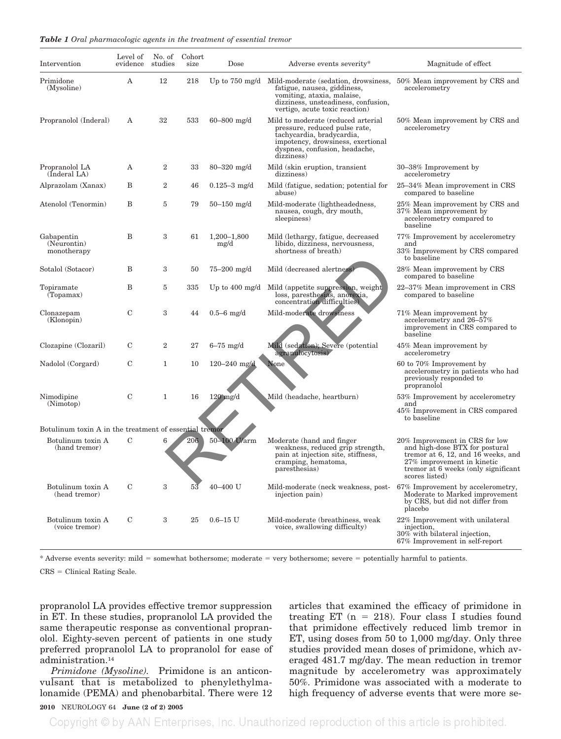*Table 1 Oral pharmacologic agents in the treatment of essential tremor*

| Intervention | Level of evidence | No. of studies | Cohort size | Dose | Adverse events severity* | Magnitude of effect |
|---|---|---|---|---|---|---|
| Primidone (Mysoline) | A | 12 | 218 | Up to 750 mg/d | Mild-moderate (sedation, drowsiness, fatigue, nausea, giddiness, vomiting, ataxia, malaise, dizziness, unsteadiness, confusion, vertigo, acute toxic reaction) | 50% Mean improvement by CRS and accelerometry |
| Propranolol (Inderal) | A | 32 | 533 | 60–800 mg/d | Mild to moderate (reduced arterial pressure, reduced pulse rate, tachycardia, bradycardia, impotency, drowsiness, exertional dyspnea, confusion, headache, dizziness) | 50% Mean improvement by CRS and accelerometry |
| Propranolol LA (Inderal LA) | A | 2 | 33 | 80–320 mg/d | Mild (skin eruption, transient dizziness) | 30–38% Improvement by accelerometry |
| Alprazolam (Xanax) | B | 2 | 46 | 0.125–3 mg/d | Mild (fatigue, sedation; potential for abuse) | 25–34% Mean improvement in CRS compared to baseline |
| Atenolol (Tenormin) | B | 5 | 79 | 50–150 mg/d | Mild-moderate (lightheadedness, nausea, cough, dry mouth, sleepiness) | 25% Mean improvement by CRS and 37% Mean improvement by accelerometry compared to baseline |
| Gabapentin (Neurontin) monotherapy | B | 3 | 61 | 1,200–1,800 mg/d | Mild (lethargy, fatigue, decreased libido, dizziness, nervousness, shortness of breath) | 77% Improvement by accelerometry and 33% Improvement by CRS compared to baseline |
| Sotalol (Sotacor) | B | 3 | 50 | 75–200 mg/d | Mild (decreased alertness) | 28% Mean improvement by CRS compared to baseline |
| Topiramate (Topamax) | B | 5 | 335 | Up to 400 mg/d | Mild (appetite suppression, weight loss, paresthesias, anorexia, concentration difficulties) | 22–37% Mean improvement in CRS compared to baseline |
| Clonazepam (Klonopin) | C | 3 | 44 | 0.5–6 mg/d | Mild-moderate drowsiness | 71% Mean improvement by accelerometry and 26–57% improvement in CRS compared to baseline |
| Clozapine (Clozaril) | C | 2 | 27 | 6–75 mg/d | Mild (sedation); Severe (potential agranulocytosis) | 45% Mean improvement by accelerometry |
| Nadolol (Corgard) | C | 1 | 10 | 120–240 mg/d | None | 60 to 70% Improvement by accelerometry in patients who had previously responded to propranolol |
| Nimodipine (Nimotop) | C | 1 | 16 | 120 mg/d | Mild (headache, heartburn) | 53% Improvement by accelerometry and 45% Improvement in CRS compared to baseline |
| Botulinum toxin A in the treatment of essential tremor | | | | | | |
| Botulinum toxin A (hand tremor) | C | 6 | 206 | 50–100 U/arm | Moderate (hand and finger weakness, reduced grip strength, pain at injection site, stiffness, cramping, hematoma, paresthesias) | 20% Improvement in CRS for low and high-dose BTX for postural tremor at 6, 12, and 16 weeks, and 27% improvement in kinetic tremor at 6 weeks (only significant scores listed) |
| Botulinum toxin A (head tremor) | C | 3 | 53 | 40–400 U | Mild-moderate (neck weakness, post-injection pain) | 67% Improvement by accelerometry, Moderate to Marked improvement by CRS, but did not differ from placebo |
| Botulinum toxin A (voice tremor) | C | 3 | 25 | 0.6–15 U | Mild-moderate (breathiness, weak voice, swallowing difficulty) | 22% Improvement with unilateral injection, 30% with bilateral injection, 67% Improvement in self-report |

* Adverse events severity: mild = somewhat bothersome; moderate = very bothersome; severe = potentially harmful to patients.

CRS = Clinical Rating Scale.

propranolol LA provides effective tremor suppression in ET. In these studies, propranolol LA provided the same therapeutic response as conventional propranolol. Eighty-seven percent of patients in one study preferred propranolol LA to propranolol for ease of administration.[14]

*Primidone (Mysoline).* Primidone is an anticonvulsant that is metabolized to phenylethylmalonamide (PEMA) and phenobarbital. There were 12 articles that examined the efficacy of primidone in treating ET (n = 218). Four class I studies found that primidone effectively reduced limb tremor in ET, using doses from 50 to 1,000 mg/day. Only three studies provided mean doses of primidone, which averaged 481.7 mg/day. The mean reduction in tremor magnitude by accelerometry was approximately 50%. Primidone was associated with a moderate to high frequency of adverse events that were more se-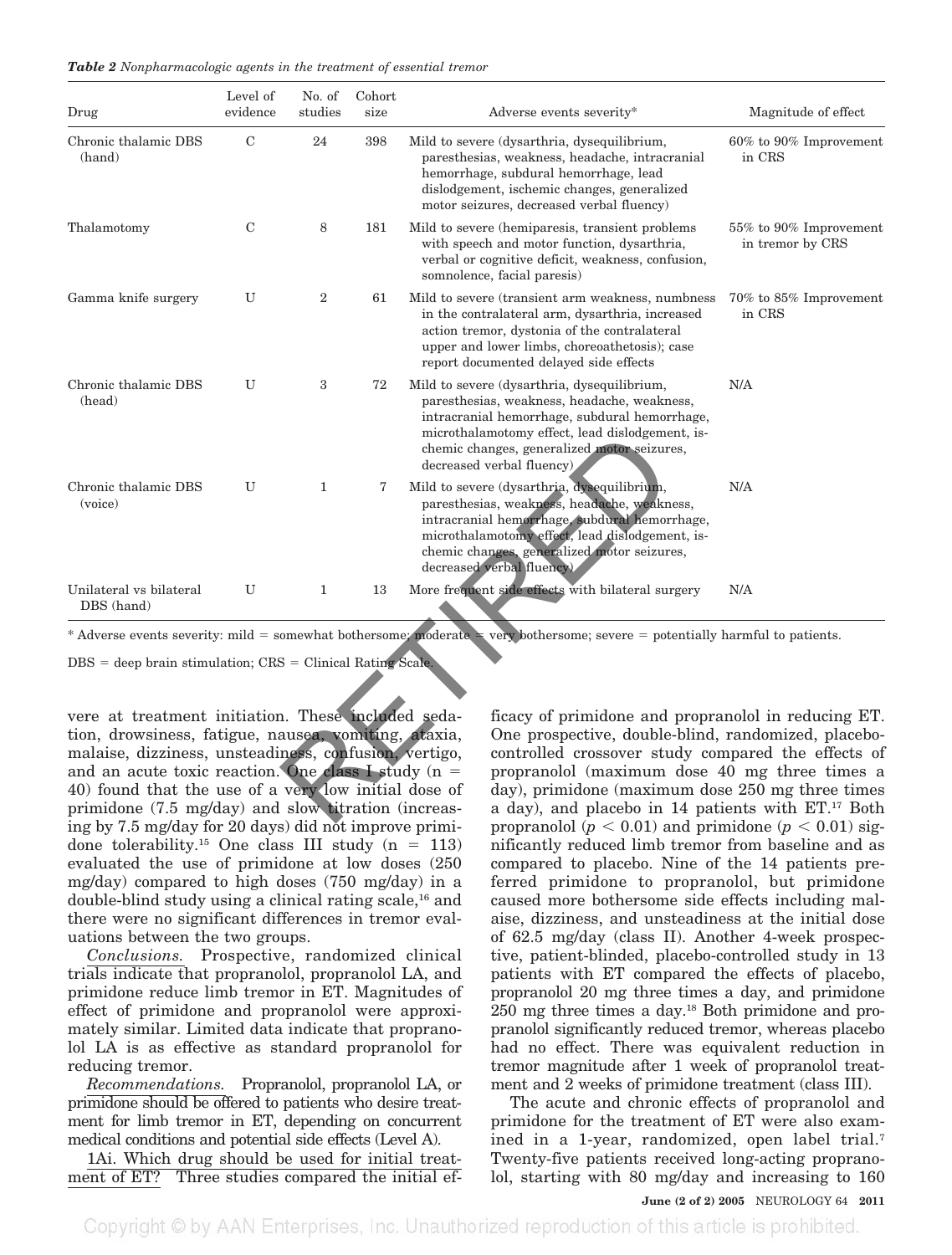*Table 2 Nonpharmacologic agents in the treatment of essential tremor*

| Drug | Level of evidence | No. of studies | Cohort size | Adverse events severity* | Magnitude of effect |
|---|---|---|---|---|---|
| Chronic thalamic DBS (hand) | C | 24 | 398 | Mild to severe (dysarthria, dysequilibrium, paresthesias, weakness, headache, intracranial hemorrhage, subdural hemorrhage, lead dislodgement, ischemic changes, generalized motor seizures, decreased verbal fluency) | 60% to 90% Improvement in CRS |
| Thalamotomy | C | 8 | 181 | Mild to severe (hemiparesis, transient problems with speech and motor function, dysarthria, verbal or cognitive deficit, weakness, confusion, somnolence, facial paresis) | 55% to 90% Improvement in tremor by CRS |
| Gamma knife surgery | U | 2 | 61 | Mild to severe (transient arm weakness, numbness in the contralateral arm, dysarthria, increased action tremor, dystonia of the contralateral upper and lower limbs, choreoathetosis); case report documented delayed side effects | 70% to 85% Improvement in CRS |
| Chronic thalamic DBS (head) | U | 3 | 72 | Mild to severe (dysarthria, dysequilibrium, paresthesias, weakness, headache, weakness, intracranial hemorrhage, subdural hemorrhage, microthalamotomy effect, lead dislodgement, ischemic changes, generalized motor seizures, decreased verbal fluency) | N/A |
| Chronic thalamic DBS (voice) | U | 1 | 7 | Mild to severe (dysarthria, dysequilibrium, paresthesias, weakness, headache, weakness, intracranial hemorrhage, subdural hemorrhage, microthalamotomy effect, lead dislodgement, ischemic changes, generalized motor seizures, decreased verbal fluency) | N/A |
| Unilateral vs bilateral DBS (hand) | U | 1 | 13 | More frequent side effects with bilateral surgery | N/A |

* Adverse events severity: mild = somewhat bothersome; moderate = very bothersome; severe = potentially harmful to patients.

DBS = deep brain stimulation; CRS = Clinical Rating Scale.

vere at treatment initiation. These included sedation, drowsiness, fatigue, nausea, vomiting, ataxia, malaise, dizziness, unsteadiness, confusion, vertigo, and an acute toxic reaction. One class I study (n = 40) found that the use of a very low initial dose of primidone (7.5 mg/day) and slow titration (increasing by 7.5 mg/day for 20 days) did not improve primidone tolerability.[15] One class III study (n = 113) evaluated the use of primidone at low doses (250 mg/day) compared to high doses (750 mg/day) in a double-blind study using a clinical rating scale,[16] and there were no significant differences in tremor evaluations between the two groups.

*Conclusions.* Prospective, randomized clinical trials indicate that propranolol, propranolol LA, and primidone reduce limb tremor in ET. Magnitudes of effect of primidone and propranolol were approximately similar. Limited data indicate that propranolol LA is as effective as standard propranolol for reducing tremor.

*Recommendations.* Propranolol, propranolol LA, or primidone should be offered to patients who desire treatment for limb tremor in ET, depending on concurrent medical conditions and potential side effects (Level A).

1Ai. Which drug should be used for initial treatment of ET? Three studies compared the initial efficacy of primidone and propranolol in reducing ET. One prospective, double-blind, randomized, placebo-controlled crossover study compared the effects of propranolol (maximum dose 40 mg three times a day), primidone (maximum dose 250 mg three times a day), and placebo in 14 patients with ET.[17] Both propranolol ($p < 0.01$) and primidone ($p < 0.01$) significantly reduced limb tremor from baseline and as compared to placebo. Nine of the 14 patients preferred primidone to propranolol, but primidone caused more bothersome side effects including malaise, dizziness, and unsteadiness at the initial dose of 62.5 mg/day (class II). Another 4-week prospective, patient-blinded, placebo-controlled study in 13 patients with ET compared the effects of placebo, propranolol 20 mg three times a day, and primidone 250 mg three times a day.[18] Both primidone and propranolol significantly reduced tremor, whereas placebo had no effect. There was equivalent reduction in tremor magnitude after 1 week of propranolol treatment and 2 weeks of primidone treatment (class III).

The acute and chronic effects of propranolol and primidone for the treatment of ET were also examined in a 1-year, randomized, open label trial.[7] Twenty-five patients received long-acting propranolol, starting with 80 mg/day and increasing to 160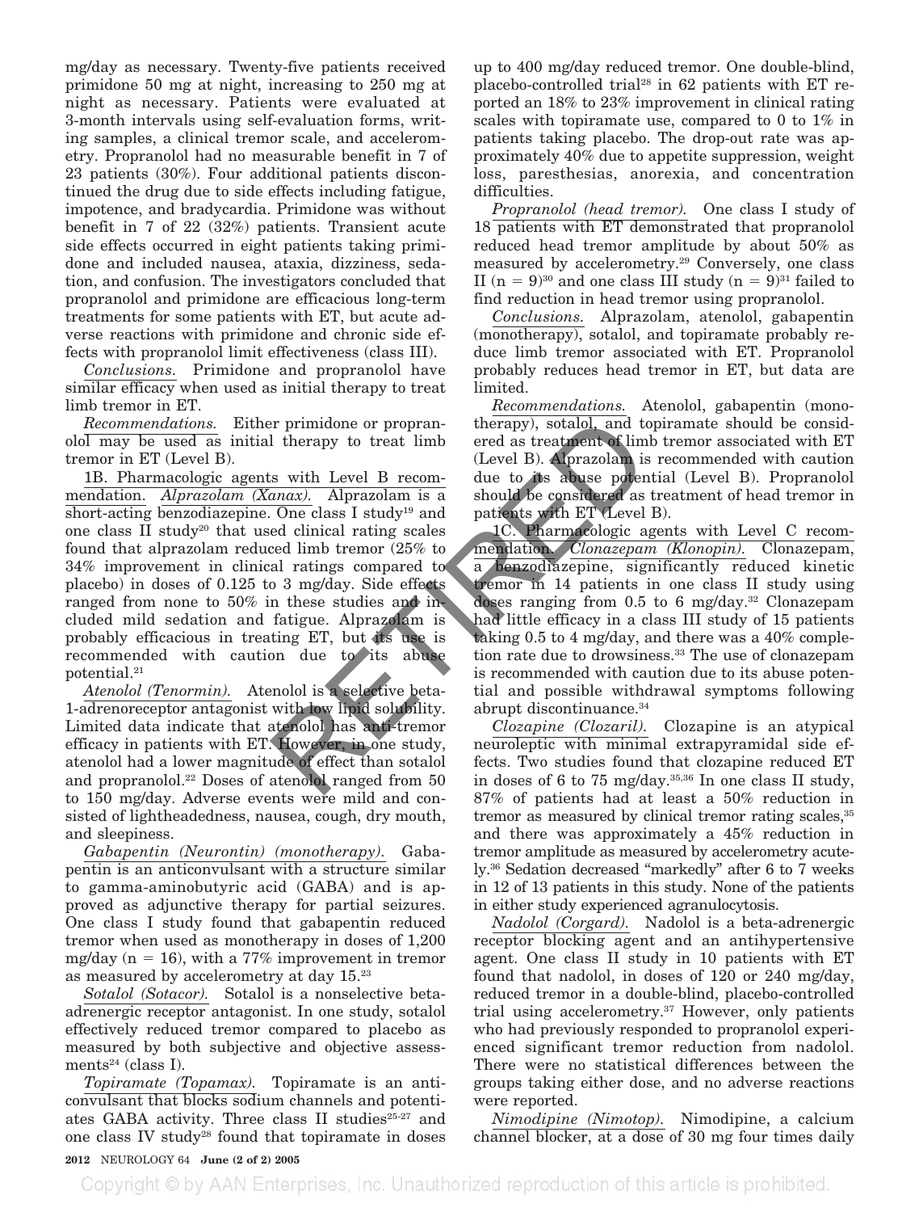mg/day as necessary. Twenty-five patients received primidone 50 mg at night, increasing to 250 mg at night as necessary. Patients were evaluated at 3-month intervals using self-evaluation forms, writing samples, a clinical tremor scale, and accelerometry. Propranolol had no measurable benefit in 7 of 23 patients (30%). Four additional patients discontinued the drug due to side effects including fatigue, impotence, and bradycardia. Primidone was without benefit in 7 of 22 (32%) patients. Transient acute side effects occurred in eight patients taking primidone and included nausea, ataxia, dizziness, sedation, and confusion. The investigators concluded that propranolol and primidone are efficacious long-term treatments for some patients with ET, but acute adverse reactions with primidone and chronic side effects with propranolol limit effectiveness (class III).

*Conclusions.* Primidone and propranolol have similar efficacy when used as initial therapy to treat limb tremor in ET.

*Recommendations.* Either primidone or propranolol may be used as initial therapy to treat limb tremor in ET (Level B).

1B. Pharmacologic agents with Level B recommendation. *Alprazolam (Xanax).* Alprazolam is a short-acting benzodiazepine. One class I study[19] and one class II study[20] that used clinical rating scales found that alprazolam reduced limb tremor (25% to 34% improvement in clinical ratings compared to placebo) in doses of 0.125 to 3 mg/day. Side effects ranged from none to 50% in these studies and included mild sedation and fatigue. Alprazolam is probably efficacious in treating ET, but its use is recommended with caution due to its abuse potential.[21]

*Atenolol (Tenormin).* Atenolol is a selective beta-1-adrenoreceptor antagonist with low lipid solubility. Limited data indicate that atenolol has anti-tremor efficacy in patients with ET. However, in one study, atenolol had a lower magnitude of effect than sotalol and propranolol.[22] Doses of atenolol ranged from 50 to 150 mg/day. Adverse events were mild and consisted of lightheadedness, nausea, cough, dry mouth, and sleepiness.

*Gabapentin (Neurontin) (monotherapy).* Gabapentin is an anticonvulsant with a structure similar to gamma-aminobutyric acid (GABA) and is approved as adjunctive therapy for partial seizures. One class I study found that gabapentin reduced tremor when used as monotherapy in doses of 1,200 mg/day (n = 16), with a 77% improvement in tremor as measured by accelerometry at day 15.[23]

*Sotalol (Sotacor).* Sotalol is a nonselective beta-adrenergic receptor antagonist. In one study, sotalol effectively reduced tremor compared to placebo as measured by both subjective and objective assessments[24] (class I).

*Topiramate (Topamax).* Topiramate is an anticonvulsant that blocks sodium channels and potentiates GABA activity. Three class II studies[25-27] and one class IV study[28] found that topiramate in doses up to 400 mg/day reduced tremor. One double-blind, placebo-controlled trial[28] in 62 patients with ET reported an 18% to 23% improvement in clinical rating scales with topiramate use, compared to 0 to 1% in patients taking placebo. The drop-out rate was approximately 40% due to appetite suppression, weight loss, paresthesias, anorexia, and concentration difficulties.

*Propranolol (head tremor).* One class I study of 18 patients with ET demonstrated that propranolol reduced head tremor amplitude by about 50% as measured by accelerometry.[29] Conversely, one class II (n = 9)[30] and one class III study (n = 9)[31] failed to find reduction in head tremor using propranolol.

*Conclusions.* Alprazolam, atenolol, gabapentin (monotherapy), sotalol, and topiramate probably reduce limb tremor associated with ET. Propranolol probably reduces head tremor in ET, but data are limited.

*Recommendations.* Atenolol, gabapentin (monotherapy), sotalol, and topiramate should be considered as treatment of limb tremor associated with ET (Level B). Alprazolam is recommended with caution due to its abuse potential (Level B). Propranolol should be considered as treatment of head tremor in patients with ET (Level B).

1C. Pharmacologic agents with Level C recommendation. *Clonazepam (Klonopin).* Clonazepam, a benzodiazepine, significantly reduced kinetic tremor in 14 patients in one class II study using doses ranging from 0.5 to 6 mg/day.[32] Clonazepam had little efficacy in a class III study of 15 patients taking 0.5 to 4 mg/day, and there was a 40% completion rate due to drowsiness.[33] The use of clonazepam is recommended with caution due to its abuse potential and possible withdrawal symptoms following abrupt discontinuance.[34]

*Clozapine (Clozaril).* Clozapine is an atypical neuroleptic with minimal extrapyramidal side effects. Two studies found that clozapine reduced ET in doses of 6 to 75 mg/day.[35,36] In one class II study, 87% of patients had at least a 50% reduction in tremor as measured by clinical tremor rating scales,[35] and there was approximately a 45% reduction in tremor amplitude as measured by accelerometry acutely.[36] Sedation decreased "markedly" after 6 to 7 weeks in 12 of 13 patients in this study. None of the patients in either study experienced agranulocytosis.

*Nadolol (Corgard).* Nadolol is a beta-adrenergic receptor blocking agent and an antihypertensive agent. One class II study in 10 patients with ET found that nadolol, in doses of 120 or 240 mg/day, reduced tremor in a double-blind, placebo-controlled trial using accelerometry.[37] However, only patients who had previously responded to propranolol experienced significant tremor reduction from nadolol. There were no statistical differences between the groups taking either dose, and no adverse reactions were reported.

*Nimodipine (Nimotop).* Nimodipine, a calcium channel blocker, at a dose of 30 mg four times daily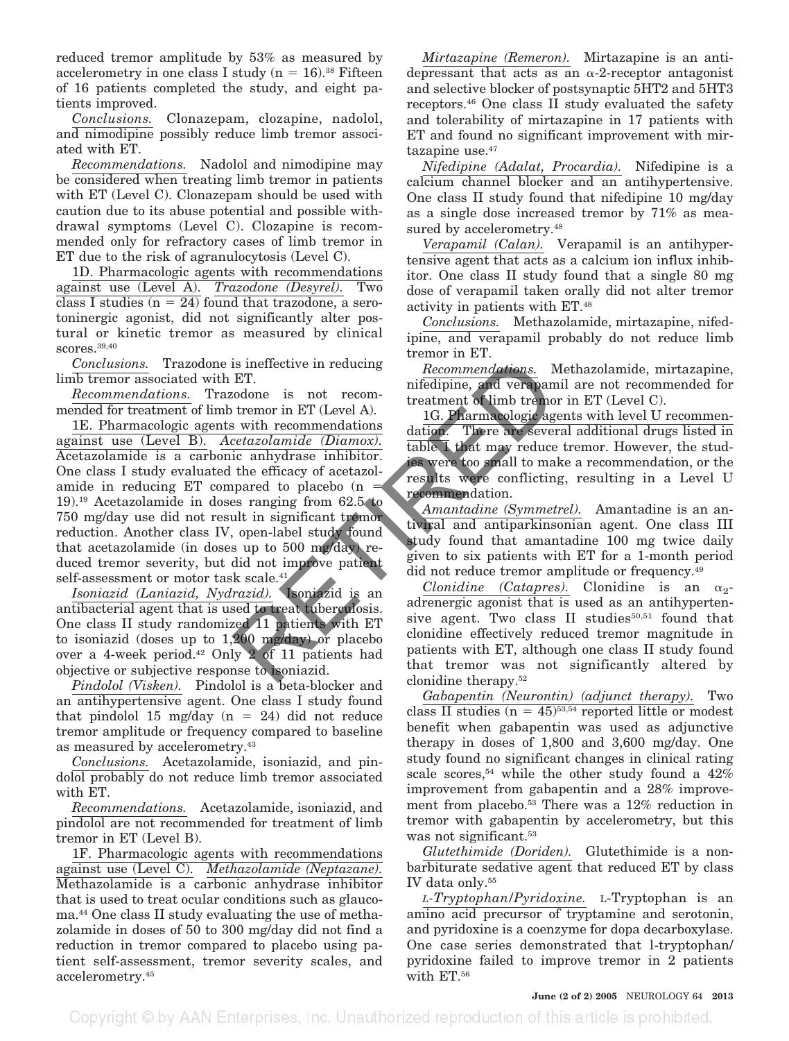reduced tremor amplitude by 53% as measured by accelerometry in one class I study (n = 16).[38] Fifteen of 16 patients completed the study, and eight patients improved.

*Conclusions.* Clonazepam, clozapine, nadolol, and nimodipine possibly reduce limb tremor associated with ET.

*Recommendations.* Nadolol and nimodipine may be considered when treating limb tremor in patients with ET (Level C). Clonazepam should be used with caution due to its abuse potential and possible withdrawal symptoms (Level C). Clozapine is recommended only for refractory cases of limb tremor in ET due to the risk of agranulocytosis (Level C).

1D. Pharmacologic agents with recommendations against use (Level A). *Trazodone (Desyrel).* Two class I studies (n = 24) found that trazodone, a serotoninergic agonist, did not significantly alter postural or kinetic tremor as measured by clinical scores.[39,40]

*Conclusions.* Trazodone is ineffective in reducing limb tremor associated with ET.

*Recommendations.* Trazodone is not recommended for treatment of limb tremor in ET (Level A).

1E. Pharmacologic agents with recommendations against use (Level B). *Acetazolamide (Diamox).* Acetazolamide is a carbonic anhydrase inhibitor. One class I study evaluated the efficacy of acetazolamide in reducing ET compared to placebo (n = 19).[19] Acetazolamide in doses ranging from 62.5 to 750 mg/day use did not result in significant tremor reduction. Another class IV, open-label study found that acetazolamide (in doses up to 500 mg/day) reduced tremor severity, but did not improve patient self-assessment or motor task scale.[41]

*Isoniazid (Laniazid, Nydrazid).* Isoniazid is an antibacterial agent that is used to treat tuberculosis. One class II study randomized 11 patients with ET to isoniazid (doses up to 1,200 mg/day) or placebo over a 4-week period.[42] Only 2 of 11 patients had objective or subjective response to isoniazid.

*Pindolol (Visken).* Pindolol is a beta-blocker and an antihypertensive agent. One class I study found that pindolol 15 mg/day (n = 24) did not reduce tremor amplitude or frequency compared to baseline as measured by accelerometry.[43]

*Conclusions.* Acetazolamide, isoniazid, and pindolol probably do not reduce limb tremor associated with ET.

*Recommendations.* Acetazolamide, isoniazid, and pindolol are not recommended for treatment of limb tremor in ET (Level B).

1F. Pharmacologic agents with recommendations against use (Level C). *Methazolamide (Neptazane).* Methazolamide is a carbonic anhydrase inhibitor that is used to treat ocular conditions such as glaucoma.[44] One class II study evaluating the use of methazolamide in doses of 50 to 300 mg/day did not find a reduction in tremor compared to placebo using patient self-assessment, tremor severity scales, and accelerometry.[45]

*Mirtazapine (Remeron).* Mirtazapine is an antidepressant that acts as an α-2-receptor antagonist and selective blocker of postsynaptic 5HT2 and 5HT3 receptors.[46] One class II study evaluated the safety and tolerability of mirtazapine in 17 patients with ET and found no significant improvement with mirtazapine use.[47]

*Nifedipine (Adalat, Procardia).* Nifedipine is a calcium channel blocker and an antihypertensive. One class II study found that nifedipine 10 mg/day as a single dose increased tremor by 71% as measured by accelerometry.[48]

*Verapamil (Calan).* Verapamil is an antihypertensive agent that acts as a calcium ion influx inhibitor. One class II study found that a single 80 mg dose of verapamil taken orally did not alter tremor activity in patients with ET.[48]

*Conclusions.* Methazolamide, mirtazapine, nifedipine, and verapamil probably do not reduce limb tremor in ET.

*Recommendations.* Methazolamide, mirtazapine, nifedipine, and verapamil are not recommended for treatment of limb tremor in ET (Level C).

1G. Pharmacologic agents with level U recommendation. There are several additional drugs listed in table 1 that may reduce tremor. However, the studies were too small to make a recommendation, or the results were conflicting, resulting in a Level U recommendation.

*Amantadine (Symmetrel).* Amantadine is an antiviral and antiparkinsonian agent. One class III study found that amantadine 100 mg twice daily given to six patients with ET for a 1-month period did not reduce tremor amplitude or frequency.[49]

*Clonidine (Catapres).* Clonidine is an $\alpha_2$-adrenergic agonist that is used as an antihypertensive agent. Two class II studies[50,51] found that clonidine effectively reduced tremor magnitude in patients with ET, although one class II study found that tremor was not significantly altered by clonidine therapy.[52]

*Gabapentin (Neurontin) (adjunct therapy).* Two class II studies (n = 45)[53,54] reported little or modest benefit when gabapentin was used as adjunctive therapy in doses of 1,800 and 3,600 mg/day. One study found no significant changes in clinical rating scale scores,[54] while the other study found a 42% improvement from gabapentin and a 28% improvement from placebo.[53] There was a 12% reduction in tremor with gabapentin by accelerometry, but this was not significant.[53]

*Glutethimide (Doriden).* Glutethimide is a nonbarbiturate sedative agent that reduced ET by class IV data only.[55]

*L-Tryptophan/Pyridoxine.* L-Tryptophan is an amino acid precursor of tryptamine and serotonin, and pyridoxine is a coenzyme for dopa decarboxylase. One case series demonstrated that l-tryptophan/pyridoxine failed to improve tremor in 2 patients with ET.[56]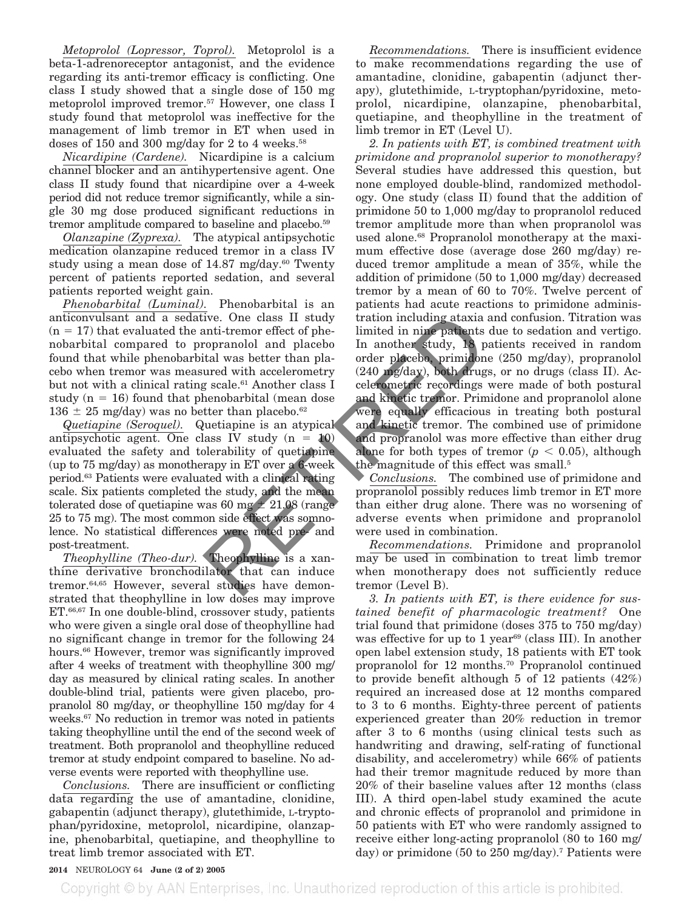*Metoprolol (Lopressor, Toprol).* Metoprolol is a beta-1-adrenoreceptor antagonist, and the evidence regarding its anti-tremor efficacy is conflicting. One class I study showed that a single dose of 150 mg metoprolol improved tremor.[57] However, one class I study found that metoprolol was ineffective for the management of limb tremor in ET when used in doses of 150 and 300 mg/day for 2 to 4 weeks.[58]

*Nicardipine (Cardene).* Nicardipine is a calcium channel blocker and an antihypertensive agent. One class II study found that nicardipine over a 4-week period did not reduce tremor significantly, while a single 30 mg dose produced significant reductions in tremor amplitude compared to baseline and placebo.[59]

*Olanzapine (Zyprexa).* The atypical antipsychotic medication olanzapine reduced tremor in a class IV study using a mean dose of 14.87 mg/day.[60] Twenty percent of patients reported sedation, and several patients reported weight gain.

*Phenobarbital (Luminal).* Phenobarbital is an anticonvulsant and a sedative. One class II study (n = 17) that evaluated the anti-tremor effect of phenobarbital compared to propranolol and placebo found that while phenobarbital was better than placebo when tremor was measured with accelerometry but not with a clinical rating scale.[61] Another class I study (n = 16) found that phenobarbital (mean dose 136 ± 25 mg/day) was no better than placebo.[62]

*Quetiapine (Seroquel).* Quetiapine is an atypical antipsychotic agent. One class IV study (n = 10) evaluated the safety and tolerability of quetiapine (up to 75 mg/day) as monotherapy in ET over a 6-week period.[63] Patients were evaluated with a clinical rating scale. Six patients completed the study, and the mean tolerated dose of quetiapine was 60 mg ± 21.08 (range 25 to 75 mg). The most common side effect was somnolence. No statistical differences were noted pre- and post-treatment.

*Theophylline (Theo-dur).* Theophylline is a xanthine derivative bronchodilator that can induce tremor.[64,65] However, several studies have demonstrated that theophylline in low doses may improve ET.[66,67] In one double-blind, crossover study, patients who were given a single oral dose of theophylline had no significant change in tremor for the following 24 hours.[66] However, tremor was significantly improved after 4 weeks of treatment with theophylline 300 mg/day as measured by clinical rating scales. In another double-blind trial, patients were given placebo, propranolol 80 mg/day, or theophylline 150 mg/day for 4 weeks.[67] No reduction in tremor was noted in patients taking theophylline until the end of the second week of treatment. Both propranolol and theophylline reduced tremor at study endpoint compared to baseline. No adverse events were reported with theophylline use.

*Conclusions.* There are insufficient or conflicting data regarding the use of amantadine, clonidine, gabapentin (adjunct therapy), glutethimide, L-tryptophan/pyridoxine, metoprolol, nicardipine, olanzapine, phenobarbital, quetiapine, and theophylline to treat limb tremor associated with ET.

*Recommendations.* There is insufficient evidence to make recommendations regarding the use of amantadine, clonidine, gabapentin (adjunct therapy), glutethimide, L-tryptophan/pyridoxine, metoprolol, nicardipine, olanzapine, phenobarbital, quetiapine, and theophylline in the treatment of limb tremor in ET (Level U).

*2. In patients with ET, is combined treatment with primidone and propranolol superior to monotherapy?* Several studies have addressed this question, but none employed double-blind, randomized methodology. One study (class II) found that the addition of primidone 50 to 1,000 mg/day to propranolol reduced tremor amplitude more than when propranolol was used alone.[68] Propranolol monotherapy at the maximum effective dose (average dose 260 mg/day) reduced tremor amplitude a mean of 35%, while the addition of primidone (50 to 1,000 mg/day) decreased tremor by a mean of 60 to 70%. Twelve percent of patients had acute reactions to primidone administration including ataxia and confusion. Titration was limited in nine patients due to sedation and vertigo. In another study, 18 patients received in random order placebo, primidone (250 mg/day), propranolol (240 mg/day), both drugs, or no drugs (class II). Accelerometric recordings were made of both postural and kinetic tremor. Primidone and propranolol alone were equally efficacious in treating both postural and kinetic tremor. The combined use of primidone and propranolol was more effective than either drug alone for both types of tremor ($p < 0.05$), although the magnitude of this effect was small.[5]

*Conclusions.* The combined use of primidone and propranolol possibly reduces limb tremor in ET more than either drug alone. There was no worsening of adverse events when primidone and propranolol were used in combination.

*Recommendations.* Primidone and propranolol may be used in combination to treat limb tremor when monotherapy does not sufficiently reduce tremor (Level B).

*3. In patients with ET, is there evidence for sustained benefit of pharmacologic treatment?* One trial found that primidone (doses 375 to 750 mg/day) was effective for up to 1 year[69] (class III). In another open label extension study, 18 patients with ET took propranolol for 12 months.[70] Propranolol continued to provide benefit although 5 of 12 patients (42%) required an increased dose at 12 months compared to 3 to 6 months. Eighty-three percent of patients experienced greater than 20% reduction in tremor after 3 to 6 months (using clinical tests such as handwriting and drawing, self-rating of functional disability, and accelerometry) while 66% of patients had their tremor magnitude reduced by more than 20% of their baseline values after 12 months (class III). A third open-label study examined the acute and chronic effects of propranolol and primidone in 50 patients with ET who were randomly assigned to receive either long-acting propranolol (80 to 160 mg/day) or primidone (50 to 250 mg/day).[7] Patients were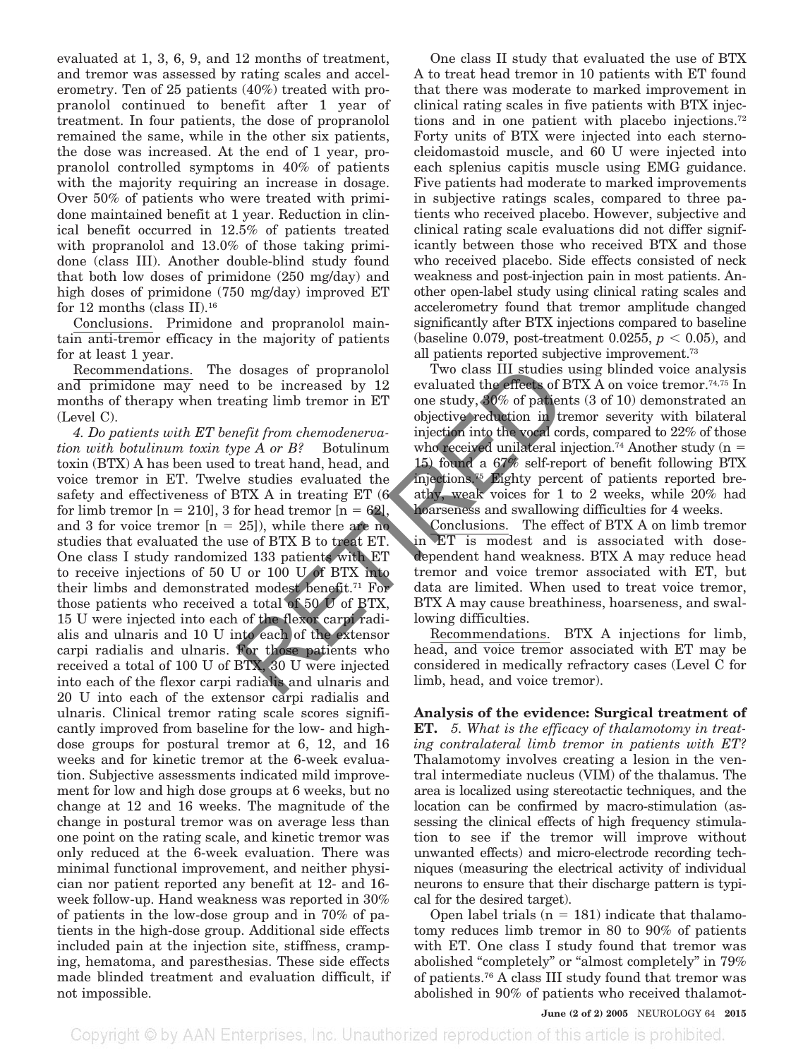evaluated at 1, 3, 6, 9, and 12 months of treatment, and tremor was assessed by rating scales and accelerometry. Ten of 25 patients (40%) treated with propranolol continued to benefit after 1 year of treatment. In four patients, the dose of propranolol remained the same, while in the other six patients, the dose was increased. At the end of 1 year, propranolol controlled symptoms in 40% of patients with the majority requiring an increase in dosage. Over 50% of patients who were treated with primidone maintained benefit at 1 year. Reduction in clinical benefit occurred in 12.5% of patients treated with propranolol and 13.0% of those taking primidone (class III). Another double-blind study found that both low doses of primidone (250 mg/day) and high doses of primidone (750 mg/day) improved ET for 12 months (class II).[16]

Conclusions. Primidone and propranolol maintain anti-tremor efficacy in the majority of patients for at least 1 year.

Recommendations. The dosages of propranolol and primidone may need to be increased by 12 months of therapy when treating limb tremor in ET (Level C).

*4. Do patients with ET benefit from chemodenervation with botulinum toxin type A or B?* Botulinum toxin (BTX) A has been used to treat hand, head, and voice tremor in ET. Twelve studies evaluated the safety and effectiveness of BTX A in treating ET (6 for limb tremor [n = 210], 3 for head tremor [n = 62], and 3 for voice tremor [n = 25]), while there are no studies that evaluated the use of BTX B to treat ET. One class I study randomized 133 patients with ET to receive injections of 50 U or 100 U of BTX into their limbs and demonstrated modest benefit.[71] For those patients who received a total of 50 U of BTX, 15 U were injected into each of the flexor carpi radialis and ulnaris and 10 U into each of the extensor carpi radialis and ulnaris. For those patients who received a total of 100 U of BTX, 30 U were injected into each of the flexor carpi radialis and ulnaris and 20 U into each of the extensor carpi radialis and ulnaris. Clinical tremor rating scale scores significantly improved from baseline for the low- and high-dose groups for postural tremor at 6, 12, and 16 weeks and for kinetic tremor at the 6-week evaluation. Subjective assessments indicated mild improvement for low and high dose groups at 6 weeks, but no change at 12 and 16 weeks. The magnitude of the change in postural tremor was on average less than one point on the rating scale, and kinetic tremor was only reduced at the 6-week evaluation. There was minimal functional improvement, and neither physician nor patient reported any benefit at 12- and 16-week follow-up. Hand weakness was reported in 30% of patients in the low-dose group and in 70% of patients in the high-dose group. Additional side effects included pain at the injection site, stiffness, cramping, hematoma, and paresthesias. These side effects made blinded treatment and evaluation difficult, if not impossible.

One class II study that evaluated the use of BTX A to treat head tremor in 10 patients with ET found that there was moderate to marked improvement in clinical rating scales in five patients with BTX injections and in one patient with placebo injections.[72] Forty units of BTX were injected into each sternocleidomastoid muscle, and 60 U were injected into each splenius capitis muscle using EMG guidance. Five patients had moderate to marked improvements in subjective ratings scales, compared to three patients who received placebo. However, subjective and clinical rating scale evaluations did not differ significantly between those who received BTX and those who received placebo. Side effects consisted of neck weakness and post-injection pain in most patients. Another open-label study using clinical rating scales and accelerometry found that tremor amplitude changed significantly after BTX injections compared to baseline (baseline 0.079, post-treatment 0.0255, $p < 0.05$), and all patients reported subjective improvement.[73]

Two class III studies using blinded voice analysis evaluated the effects of BTX A on voice tremor.[74,75] In one study, 30% of patients (3 of 10) demonstrated an objective reduction in tremor severity with bilateral injection into the vocal cords, compared to 22% of those who received unilateral injection.[74] Another study (n = 15) found a 67% self-report of benefit following BTX injections.[75] Eighty percent of patients reported breathy, weak voices for 1 to 2 weeks, while 20% had hoarseness and swallowing difficulties for 4 weeks.

Conclusions. The effect of BTX A on limb tremor in ET is modest and is associated with dose-dependent hand weakness. BTX A may reduce head tremor and voice tremor associated with ET, but data are limited. When used to treat voice tremor, BTX A may cause breathiness, hoarseness, and swallowing difficulties.

Recommendations. BTX A injections for limb, head, and voice tremor associated with ET may be considered in medically refractory cases (Level C for limb, head, and voice tremor).

**Analysis of the evidence: Surgical treatment of ET.** *5. What is the efficacy of thalamotomy in treating contralateral limb tremor in patients with ET?* Thalamotomy involves creating a lesion in the ventral intermediate nucleus (VIM) of the thalamus. The area is localized using stereotactic techniques, and the location can be confirmed by macro-stimulation (assessing the clinical effects of high frequency stimulation to see if the tremor will improve without unwanted effects) and micro-electrode recording techniques (measuring the electrical activity of individual neurons to ensure that their discharge pattern is typical for the desired target).

Open label trials (n = 181) indicate that thalamotomy reduces limb tremor in 80 to 90% of patients with ET. One class I study found that tremor was abolished "completely" or "almost completely" in 79% of patients.[76] A class III study found that tremor was abolished in 90% of patients who received thalamot-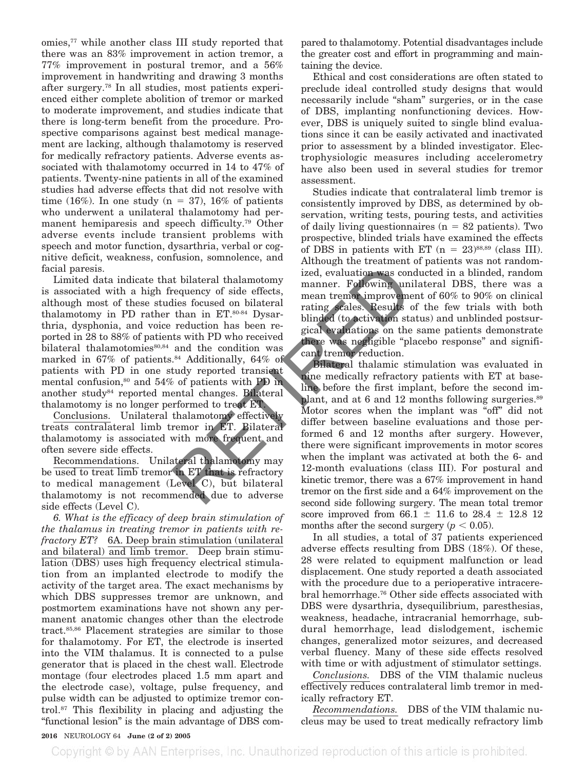omies,[77] while another class III study reported that there was an 83% improvement in action tremor, a 77% improvement in postural tremor, and a 56% improvement in handwriting and drawing 3 months after surgery.[78] In all studies, most patients experienced either complete abolition of tremor or marked to moderate improvement, and studies indicate that there is long-term benefit from the procedure. Prospective comparisons against best medical management are lacking, although thalamotomy is reserved for medically refractory patients. Adverse events associated with thalamotomy occurred in 14 to 47% of patients. Twenty-nine patients in all of the examined studies had adverse effects that did not resolve with time (16%). In one study (n = 37), 16% of patients who underwent a unilateral thalamotomy had permanent hemiparesis and speech difficulty.[79] Other adverse events include transient problems with speech and motor function, dysarthria, verbal or cognitive deficit, weakness, confusion, somnolence, and facial paresis.

Limited data indicate that bilateral thalamotomy is associated with a high frequency of side effects, although most of these studies focused on bilateral thalamotomy in PD rather than in ET.[80-84] Dysarthria, dysphonia, and voice reduction has been reported in 28 to 88% of patients with PD who received bilateral thalamotomies[80,84] and the condition was marked in 67% of patients.[84] Additionally, 64% of patients with PD in one study reported transient mental confusion,[80] and 54% of patients with PD in another study[84] reported mental changes. Bilateral thalamotomy is no longer performed to treat ET.

Conclusions. Unilateral thalamotomy effectively treats contralateral limb tremor in ET. Bilateral thalamotomy is associated with more frequent and often severe side effects.

Recommendations. Unilateral thalamotomy may be used to treat limb tremor in ET that is refractory to medical management (Level C), but bilateral thalamotomy is not recommended due to adverse side effects (Level C).

*6. What is the efficacy of deep brain stimulation of the thalamus in treating tremor in patients with refractory ET?* 6A. Deep brain stimulation (unilateral and bilateral) and limb tremor. Deep brain stimulation (DBS) uses high frequency electrical stimulation from an implanted electrode to modify the activity of the target area. The exact mechanisms by which DBS suppresses tremor are unknown, and postmortem examinations have not shown any permanent anatomic changes other than the electrode tract.[85,86] Placement strategies are similar to those for thalamotomy. For ET, the electrode is inserted into the VIM thalamus. It is connected to a pulse generator that is placed in the chest wall. Electrode montage (four electrodes placed 1.5 mm apart and the electrode case), voltage, pulse frequency, and pulse width can be adjusted to optimize tremor control.[87] This flexibility in placing and adjusting the "functional lesion" is the main advantage of DBS compared to thalamotomy. Potential disadvantages include the greater cost and effort in programming and maintaining the device.

Ethical and cost considerations are often stated to preclude ideal controlled study designs that would necessarily include "sham" surgeries, or in the case of DBS, implanting nonfunctioning devices. However, DBS is uniquely suited to single blind evaluations since it can be easily activated and inactivated prior to assessment by a blinded investigator. Electrophysiologic measures including accelerometry have also been used in several studies for tremor assessment.

Studies indicate that contralateral limb tremor is consistently improved by DBS, as determined by observation, writing tests, pouring tests, and activities of daily living questionnaires (n = 82 patients). Two prospective, blinded trials have examined the effects of DBS in patients with ET (n = 23)[88,89] (class III). Although the treatment of patients was not randomized, evaluation was conducted in a blinded, random manner. Following unilateral DBS, there was a mean tremor improvement of 60% to 90% on clinical rating scales. Results of the few trials with both blinded (to activation status) and unblinded postsurgical evaluations on the same patients demonstrate there was negligible "placebo response" and significant tremor reduction.

Bilateral thalamic stimulation was evaluated in nine medically refractory patients with ET at baseline before the first implant, before the second implant, and at 6 and 12 months following surgeries.[89] Motor scores when the implant was "off" did not differ between baseline evaluations and those performed 6 and 12 months after surgery. However, there were significant improvements in motor scores when the implant was activated at both the 6- and 12-month evaluations (class III). For postural and kinetic tremor, there was a 67% improvement in hand tremor on the first side and a 64% improvement on the second side following surgery. The mean total tremor score improved from $66.1 \pm 11.6$ to $28.4 \pm 12.8$ 12 months after the second surgery ($p < 0.05$).

In all studies, a total of 37 patients experienced adverse effects resulting from DBS (18%). Of these, 28 were related to equipment malfunction or lead displacement. One study reported a death associated with the procedure due to a perioperative intracerebral hemorrhage.[76] Other side effects associated with DBS were dysarthria, dysequilibrium, paresthesias, weakness, headache, intracranial hemorrhage, subdural hemorrhage, lead dislodgement, ischemic changes, generalized motor seizures, and decreased verbal fluency. Many of these side effects resolved with time or with adjustment of stimulator settings.

*Conclusions.* DBS of the VIM thalamic nucleus effectively reduces contralateral limb tremor in medically refractory ET.

*Recommendations.* DBS of the VIM thalamic nucleus may be used to treat medically refractory limb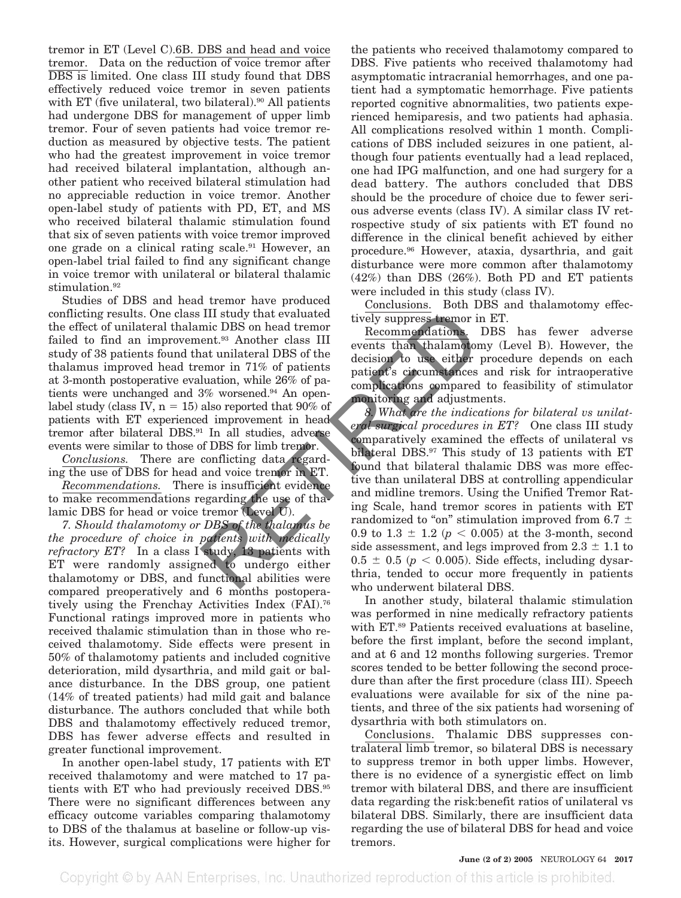tremor in ET (Level C).

6B. DBS and head and voice tremor. Data on the reduction of voice tremor after DBS is limited. One class III study found that DBS effectively reduced voice tremor in seven patients with ET (five unilateral, two bilateral).[90] All patients had undergone DBS for management of upper limb tremor. Four of seven patients had voice tremor reduction as measured by objective tests. The patient who had the greatest improvement in voice tremor had received bilateral implantation, although another patient who received bilateral stimulation had no appreciable reduction in voice tremor. Another open-label study of patients with PD, ET, and MS who received bilateral thalamic stimulation found that six of seven patients with voice tremor improved one grade on a clinical rating scale.[91] However, an open-label trial failed to find any significant change in voice tremor with unilateral or bilateral thalamic stimulation.[92]

Studies of DBS and head tremor have produced conflicting results. One class III study that evaluated the effect of unilateral thalamic DBS on head tremor failed to find an improvement.[93] Another class III study of 38 patients found that unilateral DBS of the thalamus improved head tremor in 71% of patients at 3-month postoperative evaluation, while 26% of patients were unchanged and 3% worsened.[94] An open-label study (class IV, n = 15) also reported that 90% of patients with ET experienced improvement in head tremor after bilateral DBS.[91] In all studies, adverse events were similar to those of DBS for limb tremor.

*Conclusions.* There are conflicting data regarding the use of DBS for head and voice tremor in ET.

*Recommendations.* There is insufficient evidence to make recommendations regarding the use of thalamic DBS for head or voice tremor (Level U).

*7. Should thalamotomy or DBS of the thalamus be the procedure of choice in patients with medically refractory ET?* In a class I study, 13 patients with ET were randomly assigned to undergo either thalamotomy or DBS, and functional abilities were compared preoperatively and 6 months postoperatively using the Frenchay Activities Index (FAI).[76] Functional ratings improved more in patients who received thalamic stimulation than in those who received thalamotomy. Side effects were present in 50% of thalamotomy patients and included cognitive deterioration, mild dysarthria, and mild gait or balance disturbance. In the DBS group, one patient (14% of treated patients) had mild gait and balance disturbance. The authors concluded that while both DBS and thalamotomy effectively reduced tremor, DBS has fewer adverse effects and resulted in greater functional improvement.

In another open-label study, 17 patients with ET received thalamotomy and were matched to 17 patients with ET who had previously received DBS.[95] There were no significant differences between any efficacy outcome variables comparing thalamotomy to DBS of the thalamus at baseline or follow-up visits. However, surgical complications were higher for the patients who received thalamotomy compared to DBS. Five patients who received thalamotomy had asymptomatic intracranial hemorrhages, and one patient had a symptomatic hemorrhage. Five patients reported cognitive abnormalities, two patients experienced hemiparesis, and two patients had aphasia. All complications resolved within 1 month. Complications of DBS included seizures in one patient, although four patients eventually had a lead replaced, one had IPG malfunction, and one had surgery for a dead battery. The authors concluded that DBS should be the procedure of choice due to fewer serious adverse events (class IV). A similar class IV retrospective study of six patients with ET found no difference in the clinical benefit achieved by either procedure.[96] However, ataxia, dysarthria, and gait disturbance were more common after thalamotomy (42%) than DBS (26%). Both PD and ET patients were included in this study (class IV).

*Conclusions.* Both DBS and thalamotomy effectively suppress tremor in ET.

*Recommendations.* DBS has fewer adverse events than thalamotomy (Level B). However, the decision to use either procedure depends on each patient's circumstances and risk for intraoperative complications compared to feasibility of stimulator monitoring and adjustments.

*8. What are the indications for bilateral vs unilateral surgical procedures in ET?* One class III study comparatively examined the effects of unilateral vs bilateral DBS.[97] This study of 13 patients with ET found that bilateral thalamic DBS was more effective than unilateral DBS at controlling appendicular and midline tremors. Using the Unified Tremor Rating Scale, hand tremor scores in patients with ET randomized to "on" stimulation improved from $6.7 \pm 0.9$ to $1.3 \pm 1.2$ ($p < 0.005$) at the 3-month, second side assessment, and legs improved from $2.3 \pm 1.1$ to $0.5 \pm 0.5$ ($p < 0.005$). Side effects, including dysarthria, tended to occur more frequently in patients who underwent bilateral DBS.

In another study, bilateral thalamic stimulation was performed in nine medically refractory patients with ET.[89] Patients received evaluations at baseline, before the first implant, before the second implant, and at 6 and 12 months following surgeries. Tremor scores tended to be better following the second procedure than after the first procedure (class III). Speech evaluations were available for six of the nine patients, and three of the six patients had worsening of dysarthria with both stimulators on.

*Conclusions.* Thalamic DBS suppresses contralateral limb tremor, so bilateral DBS is necessary to suppress tremor in both upper limbs. However, there is no evidence of a synergistic effect on limb tremor with bilateral DBS, and there are insufficient data regarding the risk:benefit ratios of unilateral vs bilateral DBS. Similarly, there are insufficient data regarding the use of bilateral DBS for head and voice tremors.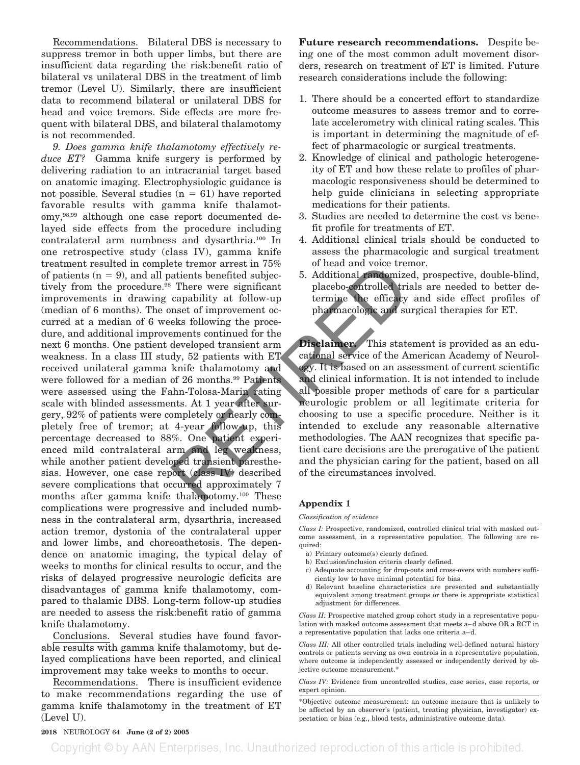Recommendations. Bilateral DBS is necessary to suppress tremor in both upper limbs, but there are insufficient data regarding the risk:benefit ratio of bilateral vs unilateral DBS in the treatment of limb tremor (Level U). Similarly, there are insufficient data to recommend bilateral or unilateral DBS for head and voice tremors. Side effects are more frequent with bilateral DBS, and bilateral thalamotomy is not recommended.

*9. Does gamma knife thalamotomy effectively reduce ET?* Gamma knife surgery is performed by delivering radiation to an intracranial target based on anatomic imaging. Electrophysiologic guidance is not possible. Several studies (n = 61) have reported favorable results with gamma knife thalamotomy,[98,99] although one case report documented delayed side effects from the procedure including contralateral arm numbness and dysarthria.[100] In one retrospective study (class IV), gamma knife treatment resulted in complete tremor arrest in 75% of patients (n = 9), and all patients benefited subjectively from the procedure.[98] There were significant improvements in drawing capability at follow-up (median of 6 months). The onset of improvement occurred at a median of 6 weeks following the procedure, and additional improvements continued for the next 6 months. One patient developed transient arm weakness. In a class III study, 52 patients with ET received unilateral gamma knife thalamotomy and were followed for a median of 26 months.[99] Patients were assessed using the Fahn-Tolosa-Marin rating scale with blinded assessments. At 1 year after surgery, 92% of patients were completely or nearly completely free of tremor; at 4-year follow-up, this percentage decreased to 88%. One patient experienced mild contralateral arm and leg weakness, while another patient developed transient paresthesias. However, one case report (class IV) described severe complications that occurred approximately 7 months after gamma knife thalamotomy.[100] These complications were progressive and included numbness in the contralateral arm, dysarthria, increased action tremor, dystonia of the contralateral upper and lower limbs, and choreoathetosis. The dependence on anatomic imaging, the typical delay of weeks to months for clinical results to occur, and the risks of delayed progressive neurologic deficits are disadvantages of gamma knife thalamotomy, compared to thalamic DBS. Long-term follow-up studies are needed to assess the risk:benefit ratio of gamma knife thalamotomy.

Conclusions. Several studies have found favorable results with gamma knife thalamotomy, but delayed complications have been reported, and clinical improvement may take weeks to months to occur.

Recommendations. There is insufficient evidence to make recommendations regarding the use of gamma knife thalamotomy in the treatment of ET (Level U).

**Future research recommendations.** Despite being one of the most common adult movement disorders, research on treatment of ET is limited. Future research considerations include the following:

1. There should be a concerted effort to standardize outcome measures to assess tremor and to correlate accelerometry with clinical rating scales. This is important in determining the magnitude of effect of pharmacologic or surgical treatments.
2. Knowledge of clinical and pathologic heterogeneity of ET and how these relate to profiles of pharmacologic responsiveness should be determined to help guide clinicians in selecting appropriate medications for their patients.
3. Studies are needed to determine the cost vs benefit profile for treatments of ET.
4. Additional clinical trials should be conducted to assess the pharmacologic and surgical treatment of head and voice tremor.
5. Additional randomized, prospective, double-blind, placebo-controlled trials are needed to better determine the efficacy and side effect profiles of pharmacologic and surgical therapies for ET.

**Disclaimer.** This statement is provided as an educational service of the American Academy of Neurology. It is based on an assessment of current scientific and clinical information. It is not intended to include all possible proper methods of care for a particular neurologic problem or all legitimate criteria for choosing to use a specific procedure. Neither is it intended to exclude any reasonable alternative methodologies. The AAN recognizes that specific patient care decisions are the prerogative of the patient and the physician caring for the patient, based on all of the circumstances involved.

## Appendix 1

*Classification of evidence*

*Class I:* Prospective, randomized, controlled clinical trial with masked outcome assessment, in a representative population. The following are required:

a) Primary outcome(s) clearly defined.
b) Exclusion/inclusion criteria clearly defined.
c) Adequate accounting for drop-outs and cross-overs with numbers sufficiently low to have minimal potential for bias.
d) Relevant baseline characteristics are presented and substantially equivalent among treatment groups or there is appropriate statistical adjustment for differences.

*Class II:* Prospective matched group cohort study in a representative population with masked outcome assessment that meets a–d above OR a RCT in a representative population that lacks one criteria a–d.

*Class III:* All other controlled trials including well-defined natural history controls or patients serving as own controls in a representative population, where outcome is independently assessed or independently derived by objective outcome measurement.*

*Class IV:* Evidence from uncontrolled studies, case series, case reports, or expert opinion.

*Objective outcome measurement: an outcome measure that is unlikely to be affected by an observer's (patient, treating physician, investigator) expectation or bias (e.g., blood tests, administrative outcome data).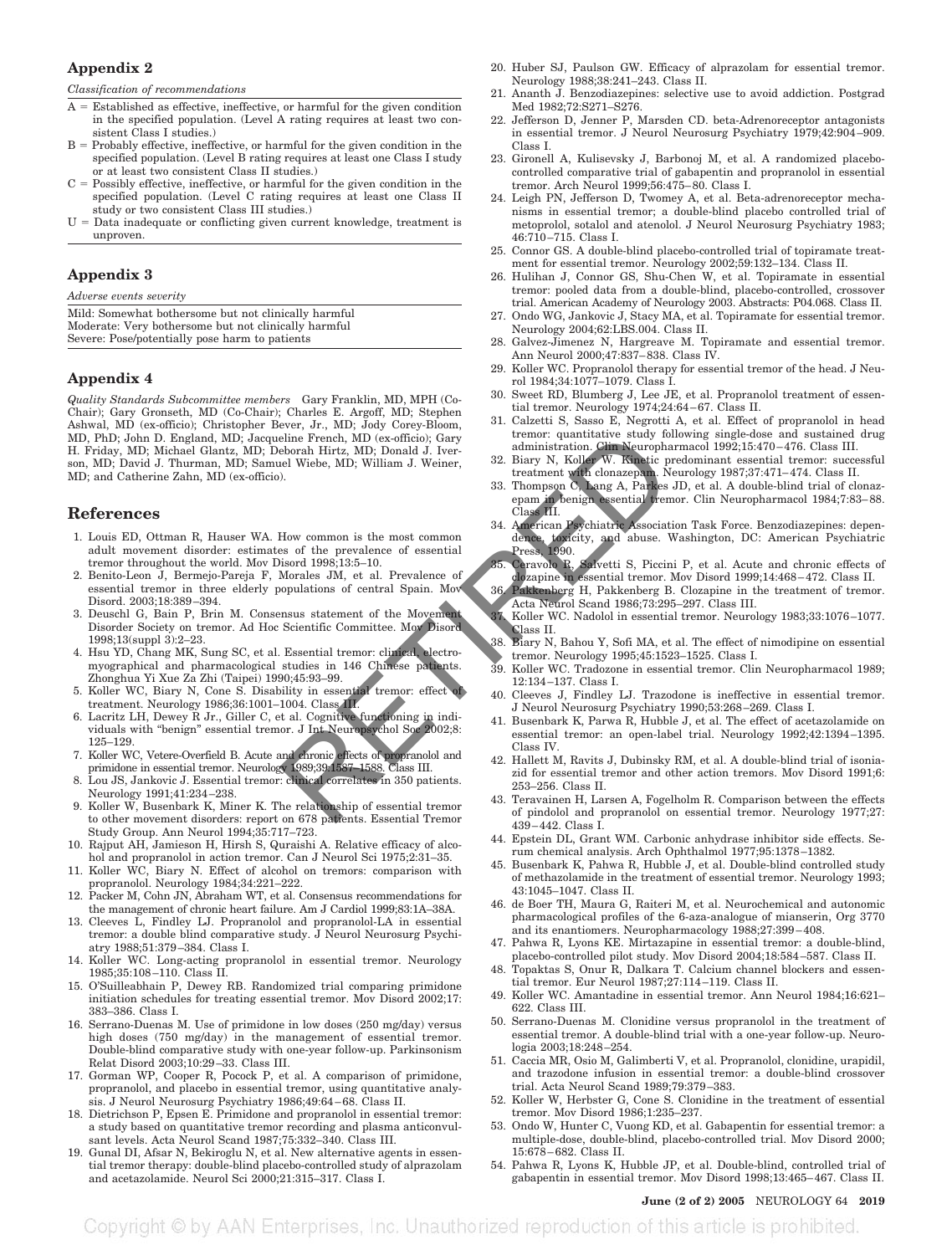## Appendix 2

*Classification of recommendations*

A = Established as effective, ineffective, or harmful for the given condition in the specified population. (Level A rating requires at least two consistent Class I studies.)
B = Probably effective, ineffective, or harmful for the given condition in the specified population. (Level B rating requires at least one Class I study or at least two consistent Class II studies.)
C = Possibly effective, ineffective, or harmful for the given condition in the specified population. (Level C rating requires at least one Class II study or two consistent Class III studies.)
U = Data inadequate or conflicting given current knowledge, treatment is unproven.

## Appendix 3

*Adverse events severity*

Mild: Somewhat bothersome but not clinically harmful
Moderate: Very bothersome but not clinically harmful
Severe: Pose/potentially pose harm to patients

## Appendix 4

*Quality Standards Subcommittee members* Gary Franklin, MD, MPH (Co-Chair); Gary Gronseth, MD (Co-Chair); Charles E. Argoff, MD; Stephen Ashwal, MD (ex-officio); Christopher Bever, Jr., MD; Jody Corey-Bloom, MD, PhD; John D. England, MD; Jacqueline French, MD (ex-officio); Gary H. Friday, MD; Michael Glantz, MD; Deborah Hirtz, MD; Donald J. Iverson, MD; David J. Thurman, MD; Samuel Wiebe, MD; William J. Weiner, MD; and Catherine Zahn, MD (ex-officio).

## References

1. Louis ED, Ottman R, Hauser WA. How common is the most common adult movement disorder: estimates of the prevalence of essential tremor throughout the world. Mov Disord 1998;13:5–10.
2. Benito-Leon J, Bermejo-Pareja F, Morales JM, et al. Prevalence of essential tremor in three elderly populations of central Spain. Mov Disord. 2003;18:389–394.
3. Deuschl G, Bain P, Brin M. Consensus statement of the Movement Disorder Society on tremor. Ad Hoc Scientific Committee. Mov Disord 1998;13(suppl 3):2–23.
4. Hsu YD, Chang MK, Sung SC, et al. Essential tremor: clinical, electromyographical and pharmacological studies in 146 Chinese patients. Zhonghua Yi Xue Za Zhi (Taipei) 1990;45:93–99.
5. Koller WC, Biary N, Cone S. Disability in essential tremor: effect of treatment. Neurology 1986;36:1001–1004. Class III.
6. Lacritz LH, Dewey R Jr., Giller C, et al. Cognitive functioning in individuals with "benign" essential tremor. J Int Neuropsychol Soc 2002;8: 125–129.
7. Koller WC, Vetere-Overfield B. Acute and chronic effects of propranolol and primidone in essential tremor. Neurology 1989;39:1587–1588. Class III.
8. Lou JS, Jankovic J. Essential tremor: clinical correlates in 350 patients. Neurology 1991;41:234–238.
9. Koller W, Busenbark K, Miner K. The relationship of essential tremor to other movement disorders: report on 678 patients. Essential Tremor Study Group. Ann Neurol 1994;35:717–723.
10. Rajput AH, Jamieson H, Hirsh S, Quraishi A. Relative efficacy of alcohol and propranolol in action tremor. Can J Neurol Sci 1975;2:31–35.
11. Koller WC, Biary N. Effect of alcohol on tremors: comparison with propranolol. Neurology 1984;34:221–222.
12. Packer M, Cohn JN, Abraham WT, et al. Consensus recommendations for the management of chronic heart failure. Am J Cardiol 1999;83:1A–38A.
13. Cleeves L, Findley LJ. Propranolol and propranolol-LA in essential tremor: a double blind comparative study. J Neurol Neurosurg Psychiatry 1988;51:379–384. Class I.
14. Koller WC. Long-acting propranolol in essential tremor. Neurology 1985;35:108–110. Class II.
15. O'Suilleabhain P, Dewey RB. Randomized trial comparing primidone initiation schedules for treating essential tremor. Mov Disord 2002;17: 383–386. Class I.
16. Serrano-Duenas M. Use of primidone in low doses (250 mg/day) versus high doses (750 mg/day) in the management of essential tremor. Double-blind comparative study with one-year follow-up. Parkinsonism Relat Disord 2003;10:29–33. Class III.
17. Gorman WP, Cooper R, Pocock P, et al. A comparison of primidone, propranolol, and placebo in essential tremor, using quantitative analysis. J Neurol Neurosurg Psychiatry 1986;49:64–68. Class II.
18. Dietrichson P, Epsen E. Primidone and propranolol in essential tremor: a study based on quantitative tremor recording and plasma anticonvulsant levels. Acta Neurol Scand 1987;75:332–340. Class III.
19. Gunal DI, Afsar N, Bekiroglu N, et al. New alternative agents in essential tremor therapy: double-blind placebo-controlled study of alprazolam and acetazolamide. Neurol Sci 2000;21:315–317. Class I.
20. Huber SJ, Paulson GW. Efficacy of alprazolam for essential tremor. Neurology 1988;38:241–243. Class II.
21. Ananth J. Benzodiazepines: selective use to avoid addiction. Postgrad Med 1982;72:S271–S276.
22. Jefferson D, Jenner P, Marsden CD. beta-Adrenoreceptor antagonists in essential tremor. J Neurol Neurosurg Psychiatry 1979;42:904–909. Class I.
23. Gironell A, Kulisevsky J, Barbonoj M, et al. A randomized placebo-controlled comparative trial of gabapentin and propranolol in essential tremor. Arch Neurol 1999;56:475–80. Class I.
24. Leigh PN, Jefferson D, Twomey A, et al. Beta-adrenoreceptor mechanisms in essential tremor; a double-blind placebo controlled trial of metoprolol, sotalol and atenolol. J Neurol Neurosurg Psychiatry 1983; 46:710–715. Class I.
25. Connor GS. A double-blind placebo-controlled trial of topiramate treatment for essential tremor. Neurology 2002;59:132–134. Class II.
26. Hulihan J, Connor GS, Shu-Chen W, et al. Topiramate in essential tremor: pooled data from a double-blind, placebo-controlled, crossover trial. American Academy of Neurology 2003. Abstracts: P04.068. Class II.
27. Ondo WG, Jankovic J, Stacy MA, et al. Topiramate for essential tremor. Neurology 2004;62:LBS.004. Class II.
28. Galvez-Jimenez N, Hargreave M. Topiramate and essential tremor. Ann Neurol 2000;47:837–838. Class IV.
29. Koller WC. Propranolol therapy for essential tremor of the head. J Neurol 1984;34:1077–1079. Class I.
30. Sweet RD, Blumberg J, Lee JE, et al. Propranolol treatment of essential tremor. Neurology 1974;24:64–67. Class II.
31. Calzetti S, Sasso E, Negrotti A, et al. Effect of propranolol in head tremor: quantitative study following single-dose and sustained drug administration. Clin Neuropharmacol 1992;15:470–476. Class III.
32. Biary N, Koller W. Kinetic predominant essential tremor: successful treatment with clonazepam. Neurology 1987;37:471–474. Class II.
33. Thompson C, Lang A, Parkes JD, et al. A double-blind trial of clonazepam in benign essential tremor. Clin Neuropharmacol 1984;7:83–88. Class III.
34. American Psychiatric Association Task Force. Benzodiazepines: dependence, toxicity, and abuse. Washington, DC: American Psychiatric Press, 1990.
35. Ceravolo R, Salvetti S, Piccini P, et al. Acute and chronic effects of clozapine in essential tremor. Mov Disord 1999;14:468–472. Class II.
36. Pakkenberg H, Pakkenberg B. Clozapine in the treatment of tremor. Acta Neurol Scand 1986;73:295–297. Class III.
37. Koller WC. Nadolol in essential tremor. Neurology 1983;33:1076–1077. Class II.
38. Biary N, Bahou Y, Sofi MA, et al. The effect of nimodipine on essential tremor. Neurology 1995;45:1523–1525. Class I.
39. Koller WC. Tradozone in essential tremor. Clin Neuropharmacol 1989; 12:134–137. Class I.
40. Cleeves L, Findley LJ. Trazodone is ineffective in essential tremor. J Neurol Neurosurg Psychiatry 1990;53:268–269. Class I.
41. Busenbark K, Parwa R, Hubble J, et al. The effect of acetazolamide on essential tremor: an open-label trial. Neurology 1992;42:1394–1395. Class IV.
42. Hallett M, Ravits J, Dubinsky RM, et al. A double-blind trial of isoniazid for essential tremor and other action tremors. Mov Disord 1991;6: 253–256. Class II.
43. Teravainen H, Larsen A, Fogelholm R. Comparison between the effects of pindolol and propranolol on essential tremor. Neurology 1977;27: 439–442. Class I.
44. Epstein DL, Grant WM. Carbonic anhydrase inhibitor side effects. Serum chemical analysis. Arch Ophthalmol 1977;95:1378–1382.
45. Busenbark K, Pahwa R, Hubble J, et al. Double-blind controlled study of methazolamide in the treatment of essential tremor. Neurology 1993; 43:1045–1047. Class II.
46. de Boer TH, Maura G, Raiteri M, et al. Neurochemical and autonomic pharmacological profiles of the 6-aza-analogue of mianserin, Org 3770 and its enantiomers. Neuropharmacology 1988;27:399–408.
47. Pahwa R, Lyons KE. Mirtazapine in essential tremor: a double-blind, placebo-controlled pilot study. Mov Disord 2004;18:584–587. Class II.
48. Topaktas S, Onur R, Dalkara T. Calcium channel blockers and essential tremor. Eur Neurol 1987;27:114–119. Class II.
49. Koller WC. Amantadine in essential tremor. Ann Neurol 1984;16:621–622. Class III.
50. Serrano-Duenas M. Clonidine versus propranolol in the treatment of essential tremor. A double-blind trial with a one-year follow-up. Neurologia 2003;18:248–254.
51. Caccia MR, Osio M, Galimberti V, et al. Propranolol, clonidine, urapidil, and trazodone infusion in essential tremor: a double-blind crossover trial. Acta Neurol Scand 1989;79:379–383.
52. Koller W, Herbster G, Cone S. Clonidine in the treatment of essential tremor. Mov Disord 1986;1:235–237.
53. Ondo W, Hunter C, Vuong KD, et al. Gabapentin for essential tremor: a multiple-dose, double-blind, placebo-controlled trial. Mov Disord 2000; 15:678–682. Class II.
54. Pahwa R, Lyons K, Hubble JP, et al. Double-blind, controlled trial of gabapentin in essential tremor. Mov Disord 1998;13:465–467. Class II.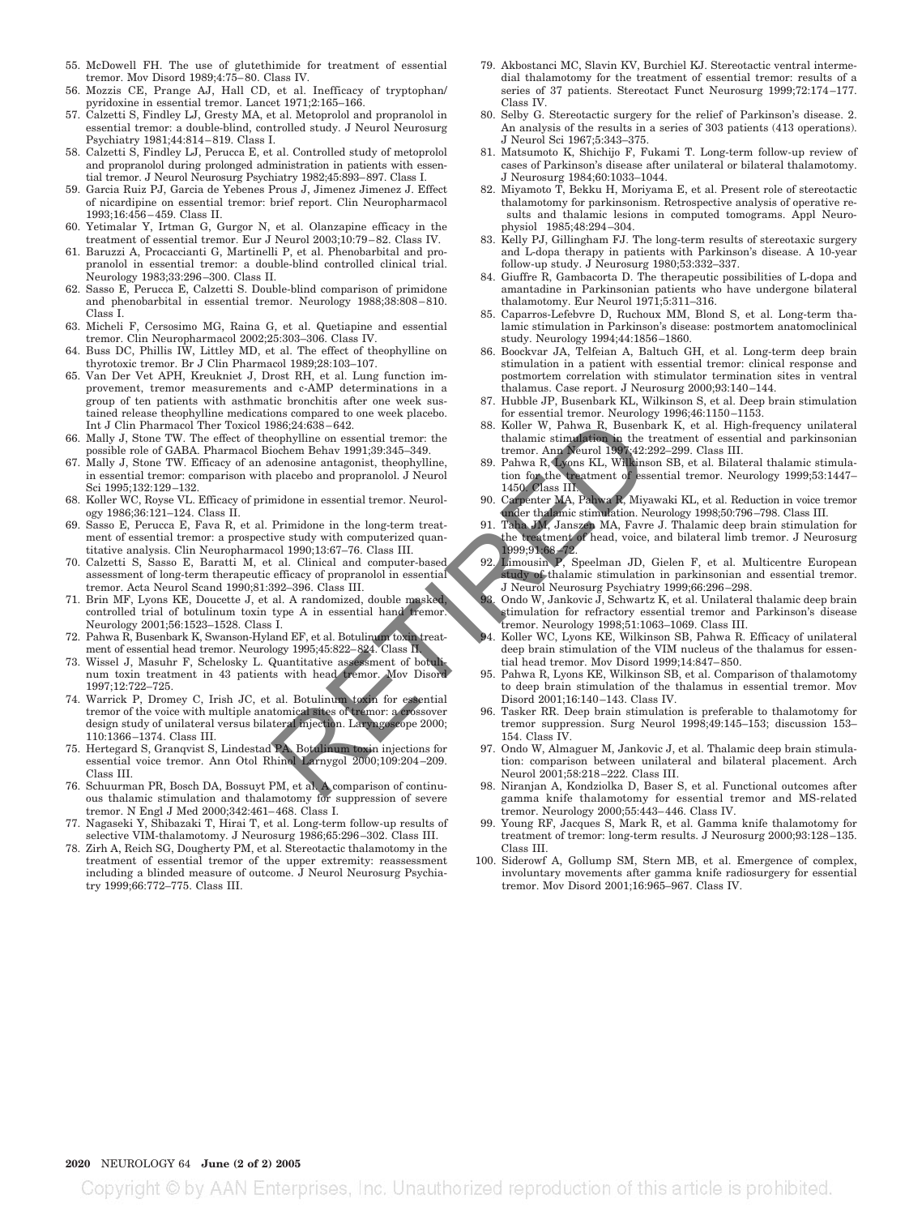55. McDowell FH. The use of glutethimide for treatment of essential tremor. Mov Disord 1989;4:75–80. Class IV.
56. Mozzis CE, Prange AJ, Hall CD, et al. Inefficacy of tryptophan/pyridoxine in essential tremor. Lancet 1971;2:165–166.
57. Calzetti S, Findley LJ, Gresty MA, et al. Metoprolol and propranolol in essential tremor: a double-blind, controlled study. J Neurol Neurosurg Psychiatry 1981;44:814–819. Class I.
58. Calzetti S, Findley LJ, Perucca E, et al. Controlled study of metoprolol and propranolol during prolonged administration in patients with essential tremor. J Neurol Neurosurg Psychiatry 1982;45:893–897. Class I.
59. Garcia Ruiz PJ, Garcia de Yebenes Prous J, Jimenez Jimenez J. Effect of nicardipine on essential tremor: brief report. Clin Neuropharmacol 1993;16:456–459. Class II.
60. Yetimalar Y, Irtman G, Gurgor N, et al. Olanzapine efficacy in the treatment of essential tremor. Eur J Neurol 2003;10:79–82. Class IV.
61. Baruzzi A, Procaccianti G, Martinelli P, et al. Phenobarbital and propranolol in essential tremor: a double-blind controlled clinical trial. Neurology 1983;33:296–300. Class II.
62. Sasso E, Perucca E, Calzetti S. Double-blind comparison of primidone and phenobarbital in essential tremor. Neurology 1988;38:808–810. Class I.
63. Micheli F, Cersosimo MG, Raina G, et al. Quetiapine and essential tremor. Clin Neuropharmacol 2002;25:303–306. Class IV.
64. Buss DC, Phillis IW, Littley MD, et al. The effect of theophylline on thyrotoxic tremor. Br J Clin Pharmacol 1989;28:103–107.
65. Van Der Vet APH, Kreukniet J, Drost RH, et al. Lung function improvement, tremor measurements and c-AMP determinations in a group of ten patients with asthmatic bronchitis after one week sustained release theophylline medications compared to one week placebo. Int J Clin Pharmacol Ther Toxicol 1986;24:638–642.
66. Mally J, Stone TW. The effect of theophylline on essential tremor: the possible role of GABA. Pharmacol Biochem Behav 1991;39:345–349.
67. Mally J, Stone TW. Efficacy of an adenosine antagonist, theophylline, in essential tremor: comparison with placebo and propranolol. J Neurol Sci 1995;132:129–132.
68. Koller WC, Royse VL. Efficacy of primidone in essential tremor. Neurology 1986;36:121–124. Class II.
69. Sasso E, Perucca E, Fava R, et al. Primidone in the long-term treatment of essential tremor: a prospective study with computerized quantitative analysis. Clin Neuropharmacol 1990;13:67–76. Class III.
70. Calzetti S, Sasso E, Baratti M, et al. Clinical and computer-based assessment of long-term therapeutic efficacy of propranolol in essential tremor. Acta Neurol Scand 1990;81:392–396. Class III.
71. Brin MF, Lyons KE, Doucette J, et al. A randomized, double masked, controlled trial of botulinum toxin type A in essential hand tremor. Neurology 2001;56:1523–1528. Class I.
72. Pahwa R, Busenbark K, Swanson-Hyland EF, et al. Botulinum toxin treatment of essential head tremor. Neurology 1995;45:822–824. Class II.
73. Wissel J, Masuhr F, Schelosky L. Quantitative assessment of botulinum toxin treatment in 43 patients with head tremor. Mov Disord 1997;12:722–725.
74. Warrick P, Dromey C, Irish JC, et al. Botulinum toxin for essential tremor of the voice with multiple anatomical sites of tremor: a crossover design study of unilateral versus bilateral injection. Laryngoscope 2000;110:1366–1374. Class III.
75. Hertegard S, Granqvist S, Lindestad PA. Botulinum toxin injections for essential voice tremor. Ann Otol Rhinol Larnygol 2000;109:204–209. Class III.
76. Schuurman PR, Bosch DA, Bossuyt PM, et al. A comparison of continuous thalamic stimulation and thalamotomy for suppression of severe tremor. N Engl J Med 2000;342:461–468. Class I.
77. Nagaseki Y, Shibazaki T, Hirai T, et al. Long-term follow-up results of selective VIM-thalamotomy. J Neurosurg 1986;65:296–302. Class III.
78. Zirh A, Reich SG, Dougherty PM, et al. Stereotactic thalamotomy in the treatment of essential tremor of the upper extremity: reassessment including a blinded measure of outcome. J Neurol Neurosurg Psychiatry 1999;66:772–775. Class III.
79. Akbostanci MC, Slavin KV, Burchiel KJ. Stereotactic ventral intermedial thalamotomy for the treatment of essential tremor: results of a series of 37 patients. Stereotact Funct Neurosurg 1999;72:174–177. Class IV.
80. Selby G. Stereotactic surgery for the relief of Parkinson's disease. 2. An analysis of the results in a series of 303 patients (413 operations). J Neurol Sci 1967;5:343–375.
81. Matsumoto K, Shichijo F, Fukami T. Long-term follow-up review of cases of Parkinson's disease after unilateral or bilateral thalamotomy. J Neurosurg 1984;60:1033–1044.
82. Miyamoto T, Bekku H, Moriyama E, et al. Present role of stereotactic thalamotomy for parkinsonism. Retrospective analysis of operative results and thalamic lesions in computed tomograms. Appl Neurophysiol 1985;48:294–304.
83. Kelly PJ, Gillingham FJ. The long-term results of stereotaxic surgery and L-dopa therapy in patients with Parkinson's disease. A 10-year follow-up study. J Neurosurg 1980;53:332–337.
84. Giuffre R, Gambacorta D. The therapeutic possibilities of L-dopa and amantadine in Parkinsonian patients who have undergone bilateral thalamotomy. Eur Neurol 1971;5:311–316.
85. Caparros-Lefebvre D, Ruchoux MM, Blond S, et al. Long-term thalamic stimulation in Parkinson's disease: postmortem anatomoclinical study. Neurology 1994;44:1856–1860.
86. Boockvar JA, Telfeian A, Baltuch GH, et al. Long-term deep brain stimulation in a patient with essential tremor: clinical response and postmortem correlation with stimulator termination sites in ventral thalamus. Case report. J Neurosurg 2000;93:140–144.
87. Hubble JP, Busenbark KL, Wilkinson S, et al. Deep brain stimulation for essential tremor. Neurology 1996;46:1150–1153.
88. Koller W, Pahwa R, Busenbark K, et al. High-frequency unilateral thalamic stimulation in the treatment of essential and parkinsonian tremor. Ann Neurol 1997;42:292–299. Class III.
89. Pahwa R, Lyons KL, Wilkinson SB, et al. Bilateral thalamic stimulation for the treatment of essential tremor. Neurology 1999;53:1447–1450. Class III.
90. Carpenter MA, Pahwa R, Miyawaki KL, et al. Reduction in voice tremor under thalamic stimulation. Neurology 1998;50:796–798. Class III.
91. Taha JM, Janszen MA, Favre J. Thalamic deep brain stimulation for the treatment of head, voice, and bilateral limb tremor. J Neurosurg 1999;91:68–72.
92. Limousin P, Speelman JD, Gielen F, et al. Multicentre European study of thalamic stimulation in parkinsonian and essential tremor. J Neurol Neurosurg Psychiatry 1999;66:296–298.
93. Ondo W, Jankovic J, Schwartz K, et al. Unilateral thalamic deep brain stimulation for refractory essential tremor and Parkinson's disease tremor. Neurology 1998;51:1063–1069. Class III.
94. Koller WC, Lyons KE, Wilkinson SB, Pahwa R. Efficacy of unilateral deep brain stimulation of the VIM nucleus of the thalamus for essential head tremor. Mov Disord 1999;14:847–850.
95. Pahwa R, Lyons KE, Wilkinson SB, et al. Comparison of thalamotomy to deep brain stimulation of the thalamus in essential tremor. Mov Disord 2001;16:140–143. Class IV.
96. Tasker RR. Deep brain stimulation is preferable to thalamotomy for tremor suppression. Surg Neurol 1998;49:145–153; discussion 153–154. Class IV.
97. Ondo W, Almaguer M, Jankovic J, et al. Thalamic deep brain stimulation: comparison between unilateral and bilateral placement. Arch Neurol 2001;58:218–222. Class III.
98. Niranjan A, Kondziolka D, Baser S, et al. Functional outcomes after gamma knife thalamotomy for essential tremor and MS-related tremor. Neurology 2000;55:443–446. Class IV.
99. Young RF, Jacques S, Mark R, et al. Gamma knife thalamotomy for treatment of tremor: long-term results. J Neurosurg 2000;93:128–135. Class III.
100. Siderowf A, Gollump SM, Stern MB, et al. Emergence of complex, involuntary movements after gamma knife radiosurgery for essential tremor. Mov Disord 2001;16:965–967. Class IV.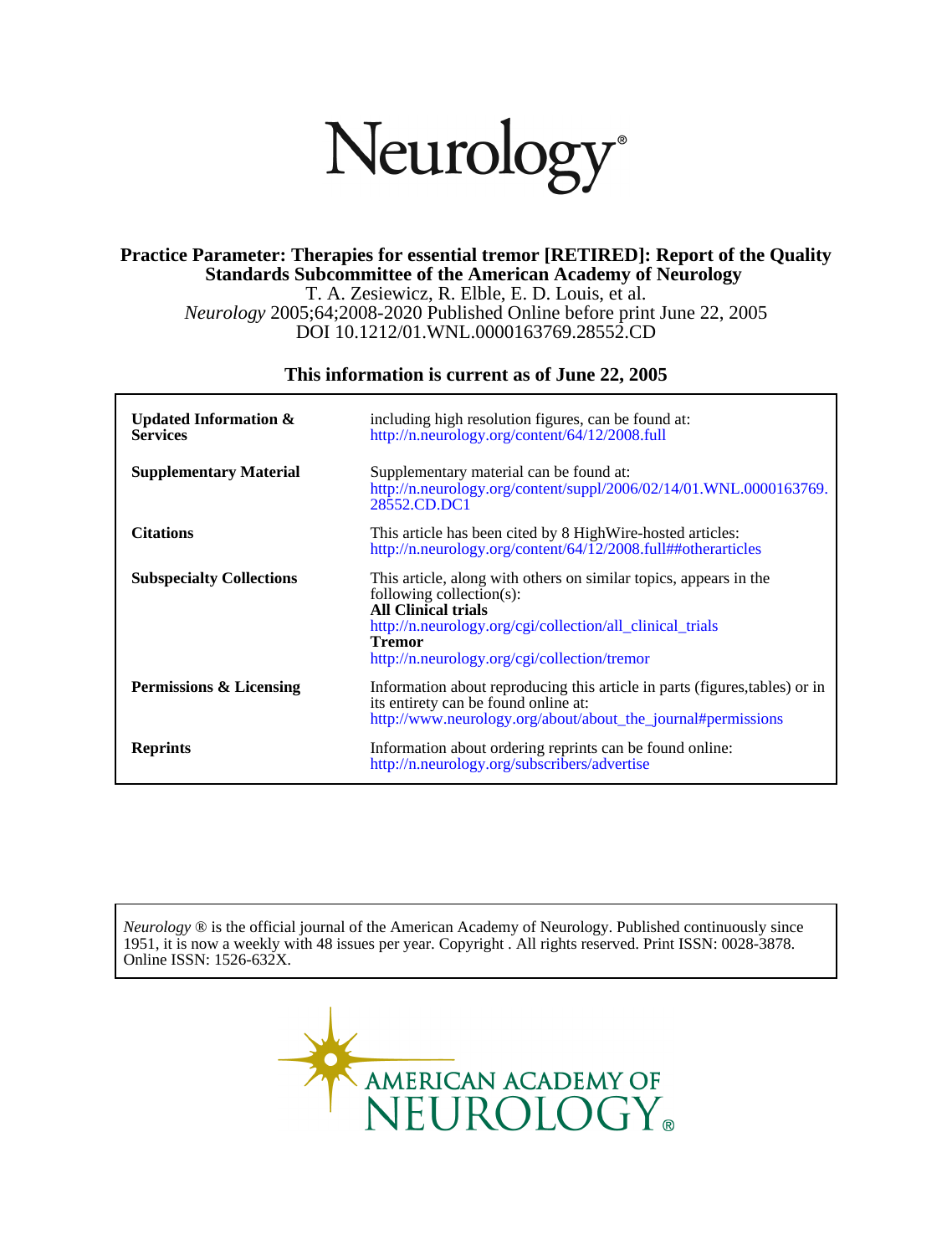# Neurology®

**Practice Parameter: Therapies for essential tremor [RETIRED]: Report of the Quality Standards Subcommittee of the American Academy of Neurology**

T. A. Zesiewicz, R. Elble, E. D. Louis, et al.

*Neurology* 2005;64;2008-2020 Published Online before print June 22, 2005

DOI 10.1212/01.WNL.0000163769.28552.CD

**This information is current as of June 22, 2005**

| | |
|---|---|
| **Updated Information & Services** | including high resolution figures, can be found at: http://n.neurology.org/content/64/12/2008.full |
| **Supplementary Material** | Supplementary material can be found at: http://n.neurology.org/content/suppl/2006/02/14/01.WNL.0000163769.28552.CD.DC1 |
| **Citations** | This article has been cited by 8 HighWire-hosted articles: http://n.neurology.org/content/64/12/2008.full##otherarticles |
| **Subspecialty Collections** | This article, along with others on similar topics, appears in the following collection(s): **All Clinical trials** http://n.neurology.org/cgi/collection/all_clinical_trials **Tremor** http://n.neurology.org/cgi/collection/tremor |
| **Permissions & Licensing** | Information about reproducing this article in parts (figures,tables) or in its entirety can be found online at: http://www.neurology.org/about/about_the_journal#permissions |
| **Reprints** | Information about ordering reprints can be found online: http://n.neurology.org/subscribers/advertise |

*Neurology* ® is the official journal of the American Academy of Neurology. Published continuously since 1951, it is now a weekly with 48 issues per year. Copyright . All rights reserved. Print ISSN: 0028-3878. Online ISSN: 1526-632X.

AMERICAN ACADEMY OF NEUROLOGY®